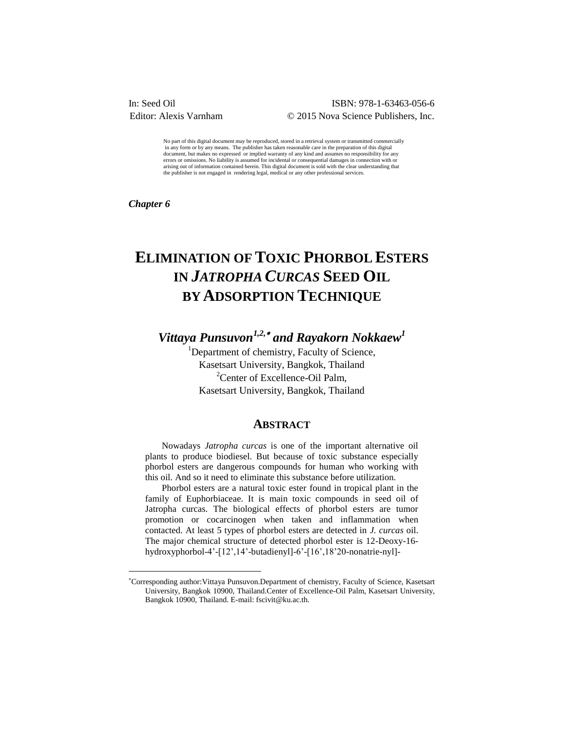In: Seed Oil
Editor: Alexis Varnham

ISBN: 978-1-63463-056-6
© 2015 Nova Science Publishers, Inc.

No part of this digital document may be reproduced, stored in a retrieval system or transmitted commercially in any form or by any means. The publisher has taken reasonable care in the preparation of this digital document, but makes no expressed or implied warranty of any kind and assumes no responsibility for any errors or omissions. No liability is assumed for incidental or consequential damages in connection with or arising out of information contained herein. This digital document is sold with the clear understanding that the publisher is not engaged in rendering legal, medical or any other professional services.

***Chapter 6***

# ELIMINATION OF TOXIC PHORBOL ESTERS IN *JATROPHA CURCAS* SEED OIL BY ADSORPTION TECHNIQUE

***Vittaya Punsuvon[1,2,*] and Rayakorn Nokkaew[1]***

[1]Department of chemistry, Faculty of Science, Kasetsart University, Bangkok, Thailand
[2]Center of Excellence-Oil Palm, Kasetsart University, Bangkok, Thailand

## ABSTRACT

Nowadays *Jatropha curcas* is one of the important alternative oil plants to produce biodiesel. But because of toxic substance especially phorbol esters are dangerous compounds for human who working with this oil. And so it need to eliminate this substance before utilization.

Phorbol esters are a natural toxic ester found in tropical plant in the family of Euphorbiaceae. It is main toxic compounds in seed oil of Jatropha curcas. The biological effects of phorbol esters are tumor promotion or cocarcinogen when taken and inflammation when contacted. At least 5 types of phorbol esters are detected in *J. curcas* oil. The major chemical structure of detected phorbol ester is 12-Deoxy-16-hydroxyphorbol-4'-[12',14'-butadienyl]-6'-[16',18'20-nonatrie-nyl]-

[*]Corresponding author:Vittaya Punsuvon.Department of chemistry, Faculty of Science, Kasetsart University, Bangkok 10900, Thailand.Center of Excellence-Oil Palm, Kasetsart University, Bangkok 10900, Thailand. E-mail: fscivit@ku.ac.th.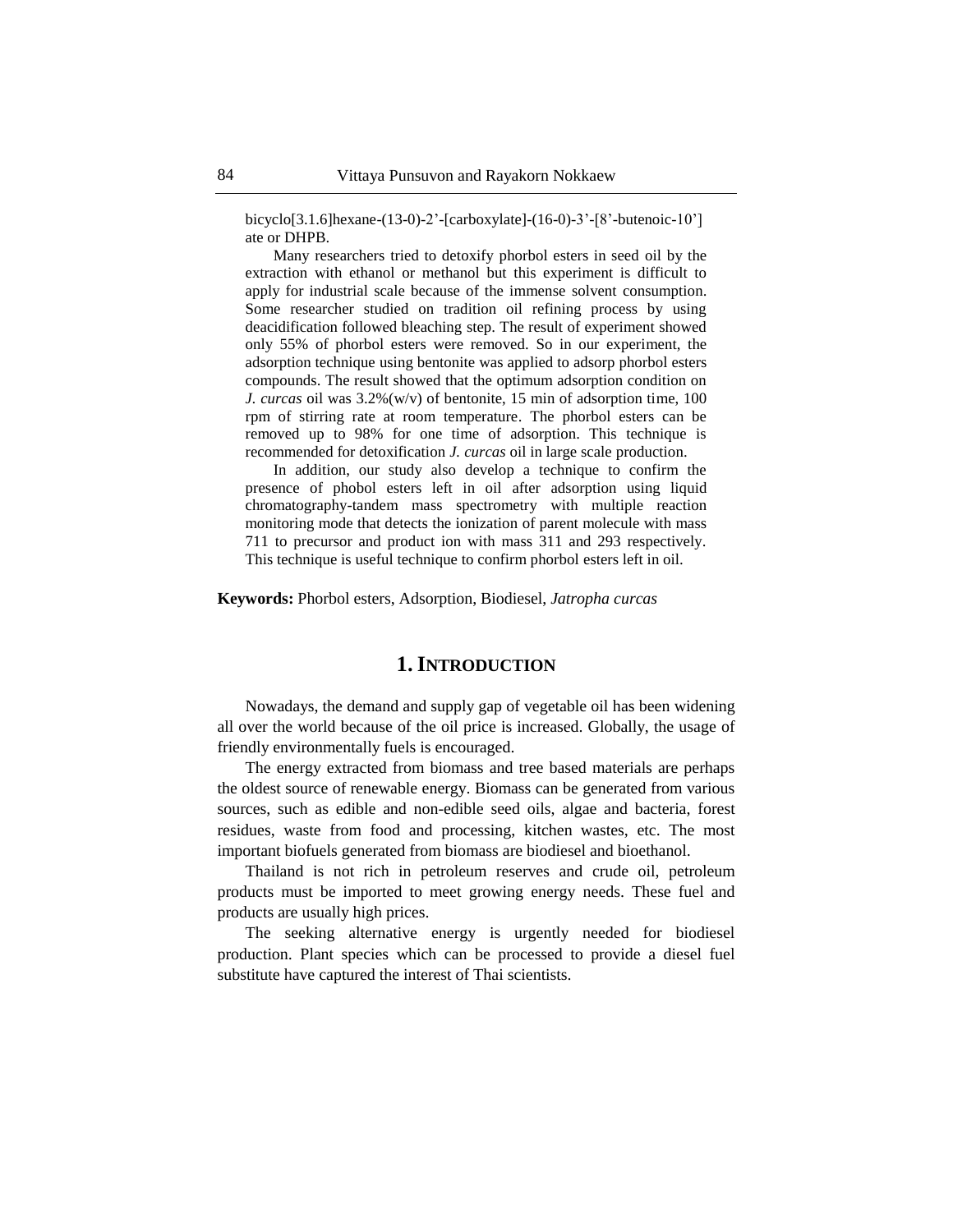bicyclo[3.1.6]hexane-(13-0)-2'-[carboxylate]-(16-0)-3'-[8'-butenoic-10'] ate or DHPB.

Many researchers tried to detoxify phorbol esters in seed oil by the extraction with ethanol or methanol but this experiment is difficult to apply for industrial scale because of the immense solvent consumption. Some researcher studied on tradition oil refining process by using deacidification followed bleaching step. The result of experiment showed only 55% of phorbol esters were removed. So in our experiment, the adsorption technique using bentonite was applied to adsorp phorbol esters compounds. The result showed that the optimum adsorption condition on *J. curcas* oil was 3.2%(w/v) of bentonite, 15 min of adsorption time, 100 rpm of stirring rate at room temperature. The phorbol esters can be removed up to 98% for one time of adsorption. This technique is recommended for detoxification *J. curcas* oil in large scale production.

In addition, our study also develop a technique to confirm the presence of phobol esters left in oil after adsorption using liquid chromatography-tandem mass spectrometry with multiple reaction monitoring mode that detects the ionization of parent molecule with mass 711 to precursor and product ion with mass 311 and 293 respectively. This technique is useful technique to confirm phorbol esters left in oil.

**Keywords:** Phorbol esters, Adsorption, Biodiesel, *Jatropha curcas*

## 1. Introduction

Nowadays, the demand and supply gap of vegetable oil has been widening all over the world because of the oil price is increased. Globally, the usage of friendly environmentally fuels is encouraged.

The energy extracted from biomass and tree based materials are perhaps the oldest source of renewable energy. Biomass can be generated from various sources, such as edible and non-edible seed oils, algae and bacteria, forest residues, waste from food and processing, kitchen wastes, etc. The most important biofuels generated from biomass are biodiesel and bioethanol.

Thailand is not rich in petroleum reserves and crude oil, petroleum products must be imported to meet growing energy needs. These fuel and products are usually high prices.

The seeking alternative energy is urgently needed for biodiesel production. Plant species which can be processed to provide a diesel fuel substitute have captured the interest of Thai scientists.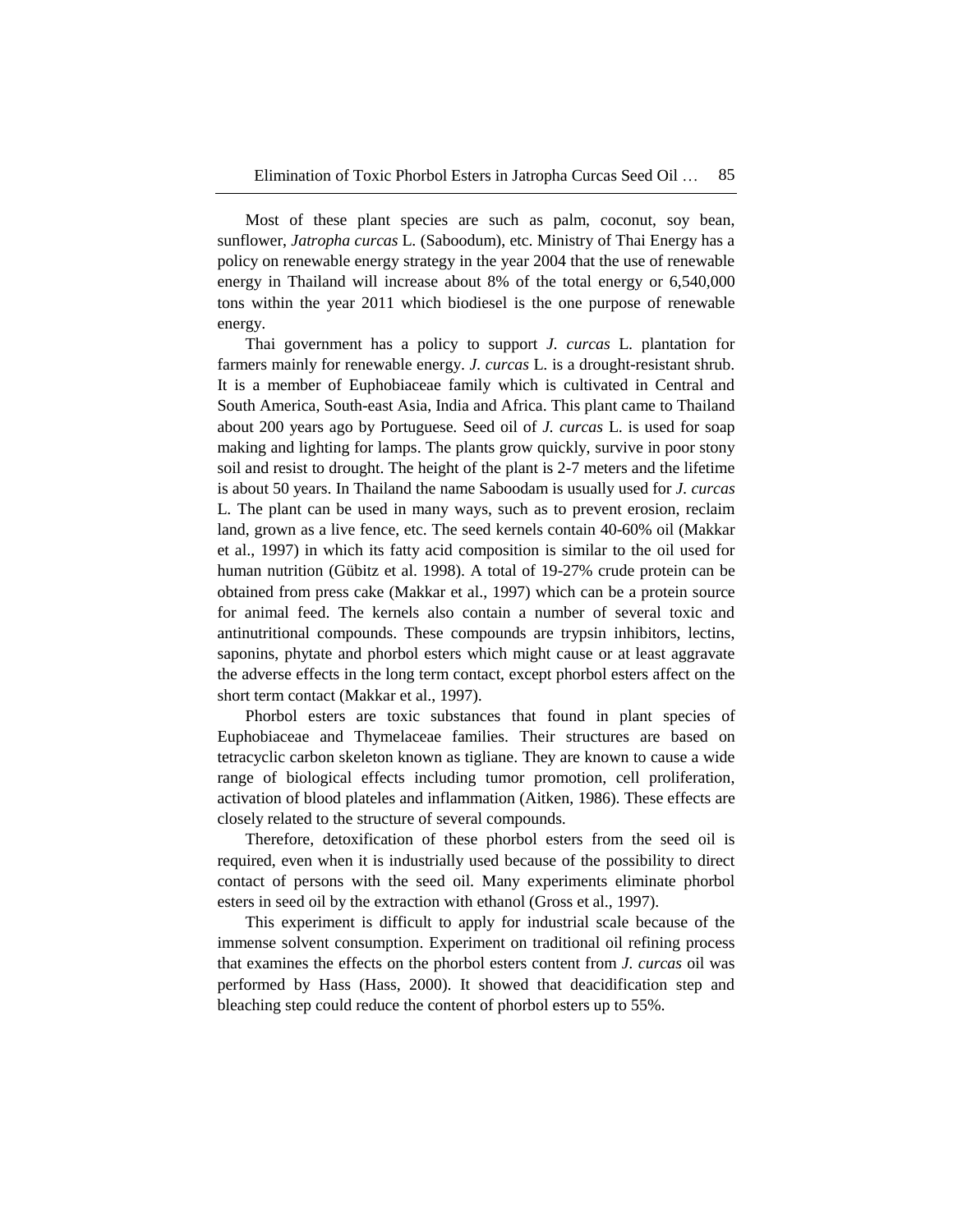Most of these plant species are such as palm, coconut, soy bean, sunflower, *Jatropha curcas* L. (Saboodum), etc. Ministry of Thai Energy has a policy on renewable energy strategy in the year 2004 that the use of renewable energy in Thailand will increase about 8% of the total energy or 6,540,000 tons within the year 2011 which biodiesel is the one purpose of renewable energy.

Thai government has a policy to support *J. curcas* L. plantation for farmers mainly for renewable energy. *J. curcas* L. is a drought-resistant shrub. It is a member of Euphobiaceae family which is cultivated in Central and South America, South-east Asia, India and Africa. This plant came to Thailand about 200 years ago by Portuguese. Seed oil of *J. curcas* L. is used for soap making and lighting for lamps. The plants grow quickly, survive in poor stony soil and resist to drought. The height of the plant is 2-7 meters and the lifetime is about 50 years. In Thailand the name Saboodam is usually used for *J. curcas* L. The plant can be used in many ways, such as to prevent erosion, reclaim land, grown as a live fence, etc. The seed kernels contain 40-60% oil (Makkar et al., 1997) in which its fatty acid composition is similar to the oil used for human nutrition (Gübitz et al. 1998). A total of 19-27% crude protein can be obtained from press cake (Makkar et al., 1997) which can be a protein source for animal feed. The kernels also contain a number of several toxic and antinutritional compounds. These compounds are trypsin inhibitors, lectins, saponins, phytate and phorbol esters which might cause or at least aggravate the adverse effects in the long term contact, except phorbol esters affect on the short term contact (Makkar et al., 1997).

Phorbol esters are toxic substances that found in plant species of Euphobiaceae and Thymelaceae families. Their structures are based on tetracyclic carbon skeleton known as tigliane. They are known to cause a wide range of biological effects including tumor promotion, cell proliferation, activation of blood plateles and inflammation (Aitken, 1986). These effects are closely related to the structure of several compounds.

Therefore, detoxification of these phorbol esters from the seed oil is required, even when it is industrially used because of the possibility to direct contact of persons with the seed oil. Many experiments eliminate phorbol esters in seed oil by the extraction with ethanol (Gross et al., 1997).

This experiment is difficult to apply for industrial scale because of the immense solvent consumption. Experiment on traditional oil refining process that examines the effects on the phorbol esters content from *J. curcas* oil was performed by Hass (Hass, 2000). It showed that deacidification step and bleaching step could reduce the content of phorbol esters up to 55%.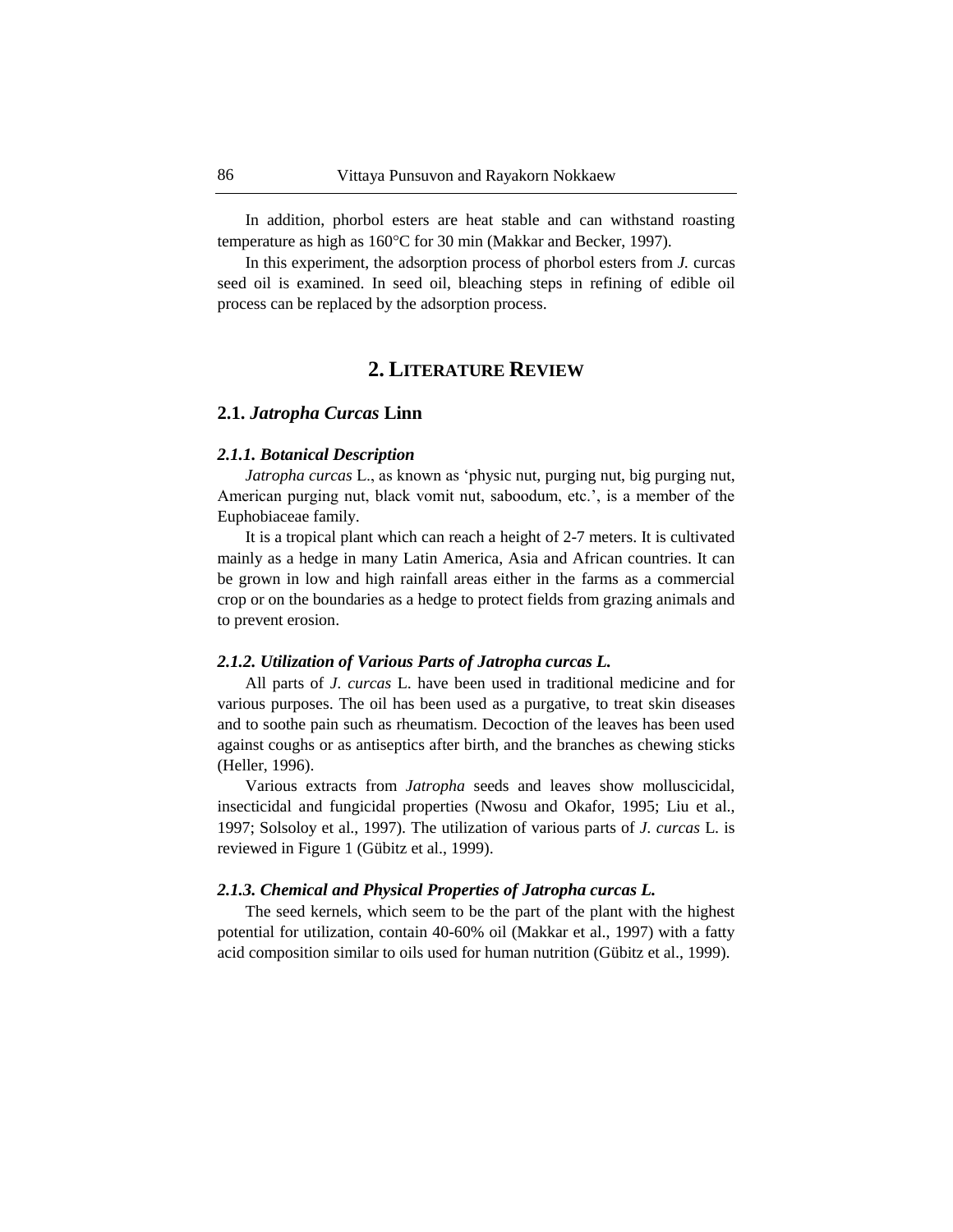In addition, phorbol esters are heat stable and can withstand roasting temperature as high as 160°C for 30 min (Makkar and Becker, 1997).

In this experiment, the adsorption process of phorbol esters from *J.* curcas seed oil is examined. In seed oil, bleaching steps in refining of edible oil process can be replaced by the adsorption process.

## 2. LITERATURE REVIEW

### 2.1. *Jatropha Curcas* Linn

#### *2.1.1. Botanical Description*

*Jatropha curcas* L., as known as 'physic nut, purging nut, big purging nut, American purging nut, black vomit nut, saboodum, etc.', is a member of the Euphobiaceae family.

It is a tropical plant which can reach a height of 2-7 meters. It is cultivated mainly as a hedge in many Latin America, Asia and African countries. It can be grown in low and high rainfall areas either in the farms as a commercial crop or on the boundaries as a hedge to protect fields from grazing animals and to prevent erosion.

#### *2.1.2. Utilization of Various Parts of Jatropha curcas L.*

All parts of *J. curcas* L. have been used in traditional medicine and for various purposes. The oil has been used as a purgative, to treat skin diseases and to soothe pain such as rheumatism. Decoction of the leaves has been used against coughs or as antiseptics after birth, and the branches as chewing sticks (Heller, 1996).

Various extracts from *Jatropha* seeds and leaves show molluscicidal, insecticidal and fungicidal properties (Nwosu and Okafor, 1995; Liu et al., 1997; Solsoloy et al., 1997). The utilization of various parts of *J. curcas* L. is reviewed in Figure 1 (Gübitz et al., 1999).

#### *2.1.3. Chemical and Physical Properties of Jatropha curcas L.*

The seed kernels, which seem to be the part of the plant with the highest potential for utilization, contain 40-60% oil (Makkar et al., 1997) with a fatty acid composition similar to oils used for human nutrition (Gübitz et al., 1999).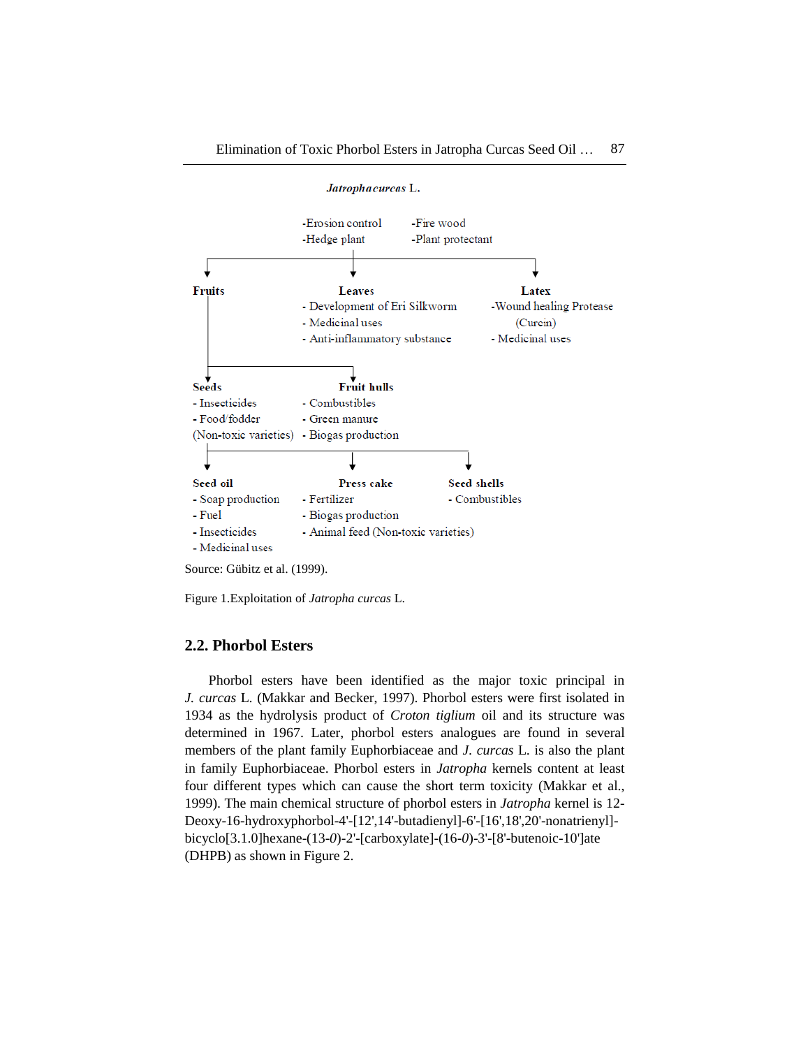*Jatropha curcas* L.

-Erosion control
-Hedge plant

-Fire wood
-Plant protectant

**Fruits**

**Leaves**
- Development of Eri Silkworm
- Medicinal uses
- Anti-inflammatory substance

**Latex**
- Wound healing Protease (Curcin)
- Medicinal uses

**Seeds**
- Insecticides
- Food/fodder (Non-toxic varieties)

**Fruit hulls**
- Combustibles
- Green manure
- Biogas production

**Seed oil**
- Soap production
- Fuel
- Insecticides
- Medicinal uses

**Press cake**
- Fertilizer
- Biogas production
- Animal feed (Non-toxic varieties)

**Seed shells**
- Combustibles

Source: Gübitz et al. (1999).

Figure 1.Exploitation of *Jatropha curcas* L.

## 2.2. Phorbol Esters

Phorbol esters have been identified as the major toxic principal in *J. curcas* L. (Makkar and Becker, 1997). Phorbol esters were first isolated in 1934 as the hydrolysis product of *Croton tiglium* oil and its structure was determined in 1967. Later, phorbol esters analogues are found in several members of the plant family Euphorbiaceae and *J. curcas* L. is also the plant in family Euphorbiaceae. Phorbol esters in *Jatropha* kernels content at least four different types which can cause the short term toxicity (Makkar et al., 1999). The main chemical structure of phorbol esters in *Jatropha* kernel is 12-Deoxy-16-hydroxyphorbol-4'-[12',14'-butadienyl]-6'-[16',18',20'-nonatrienyl]-bicyclo[3.1.0]hexane-(13-*0*)-2'-[carboxylate]-(16-*0*)-3'-[8'-butenoic-10']ate (DHPB) as shown in Figure 2.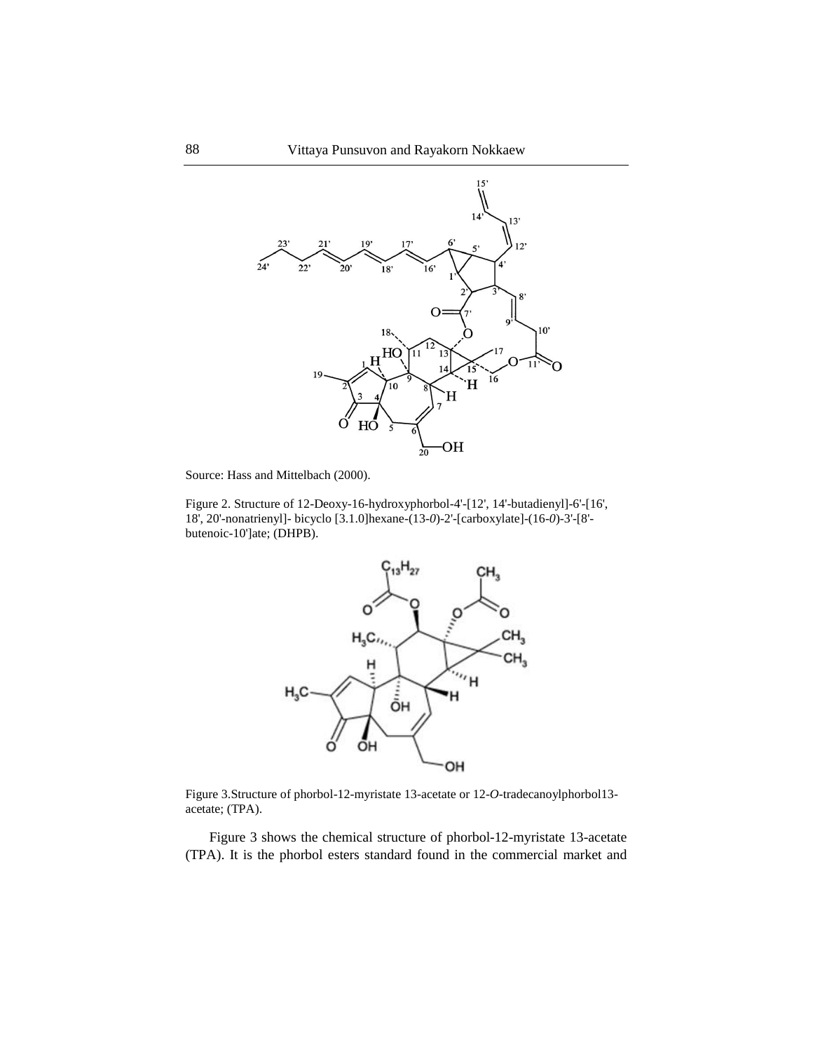Source: Hass and Mittelbach (2000).

Figure 2. Structure of 12-Deoxy-16-hydroxyphorbol-4'-[12', 14'-butadienyl]-6'-[16', 18', 20'-nonatrienyl]- bicyclo [3.1.0]hexane-(13-*0*)-2'-[carboxylate]-(16-*0*)-3'-[8'-butenoic-10']ate; (DHPB).

Figure 3.Structure of phorbol-12-myristate 13-acetate or 12-*O*-tradecanoylphorbol13-acetate; (TPA).

Figure 3 shows the chemical structure of phorbol-12-myristate 13-acetate (TPA). It is the phorbol esters standard found in the commercial market and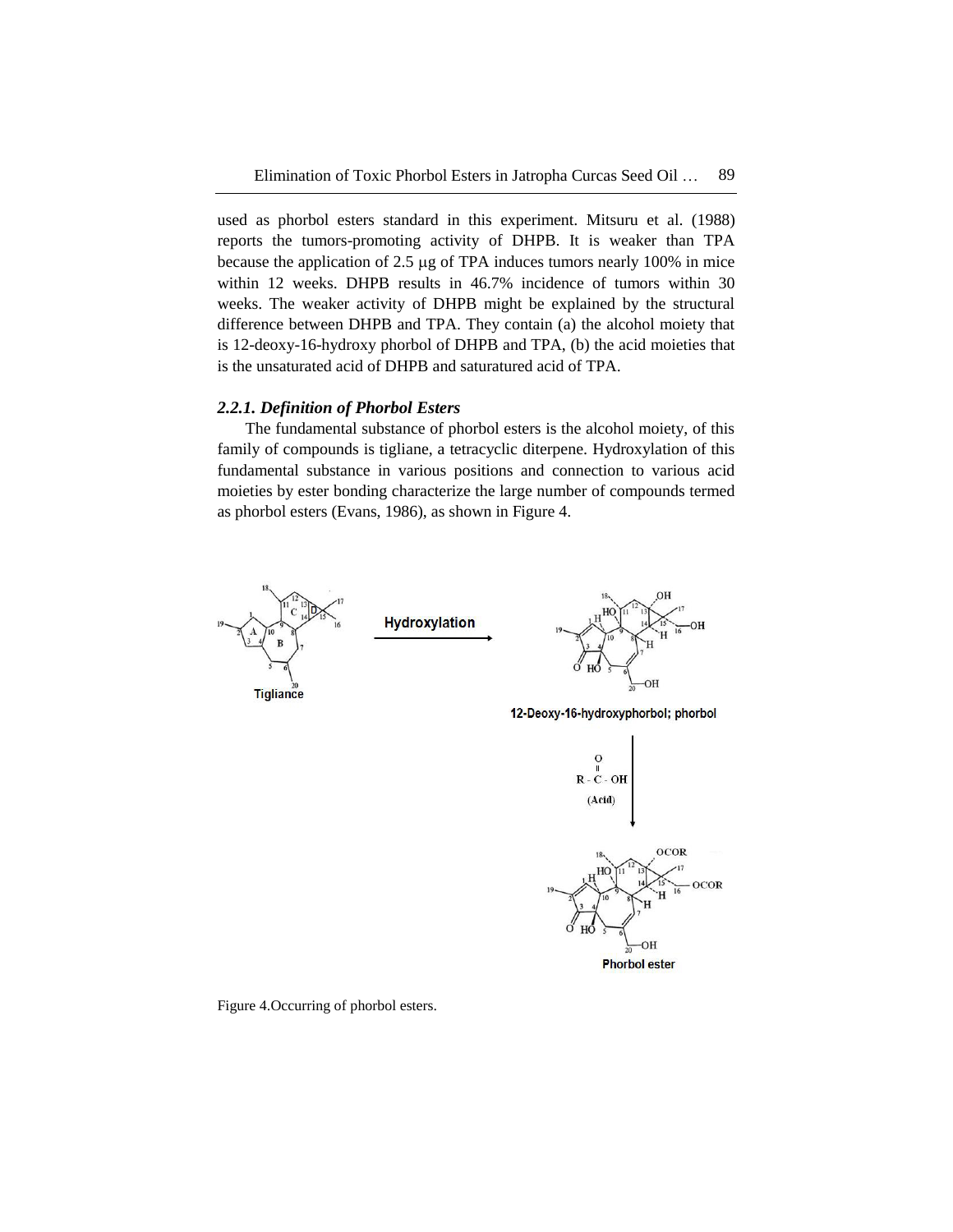used as phorbol esters standard in this experiment. Mitsuru et al. (1988) reports the tumors-promoting activity of DHPB. It is weaker than TPA because the application of 2.5 μg of TPA induces tumors nearly 100% in mice within 12 weeks. DHPB results in 46.7% incidence of tumors within 30 weeks. The weaker activity of DHPB might be explained by the structural difference between DHPB and TPA. They contain (a) the alcohol moiety that is 12-deoxy-16-hydroxy phorbol of DHPB and TPA, (b) the acid moieties that is the unsaturated acid of DHPB and saturatured acid of TPA.

### *2.2.1. Definition of Phorbol Esters*

The fundamental substance of phorbol esters is the alcohol moiety, of this family of compounds is tigliane, a tetracyclic diterpene. Hydroxylation of this fundamental substance in various positions and connection to various acid moieties by ester bonding characterize the large number of compounds termed as phorbol esters (Evans, 1986), as shown in Figure 4.

Tigliance

Hydroxylation

12-Deoxy-16-hydroxyphorbol; phorbol

R - C(=O) - OH (Acid)

Phorbol ester

Figure 4.Occurring of phorbol esters.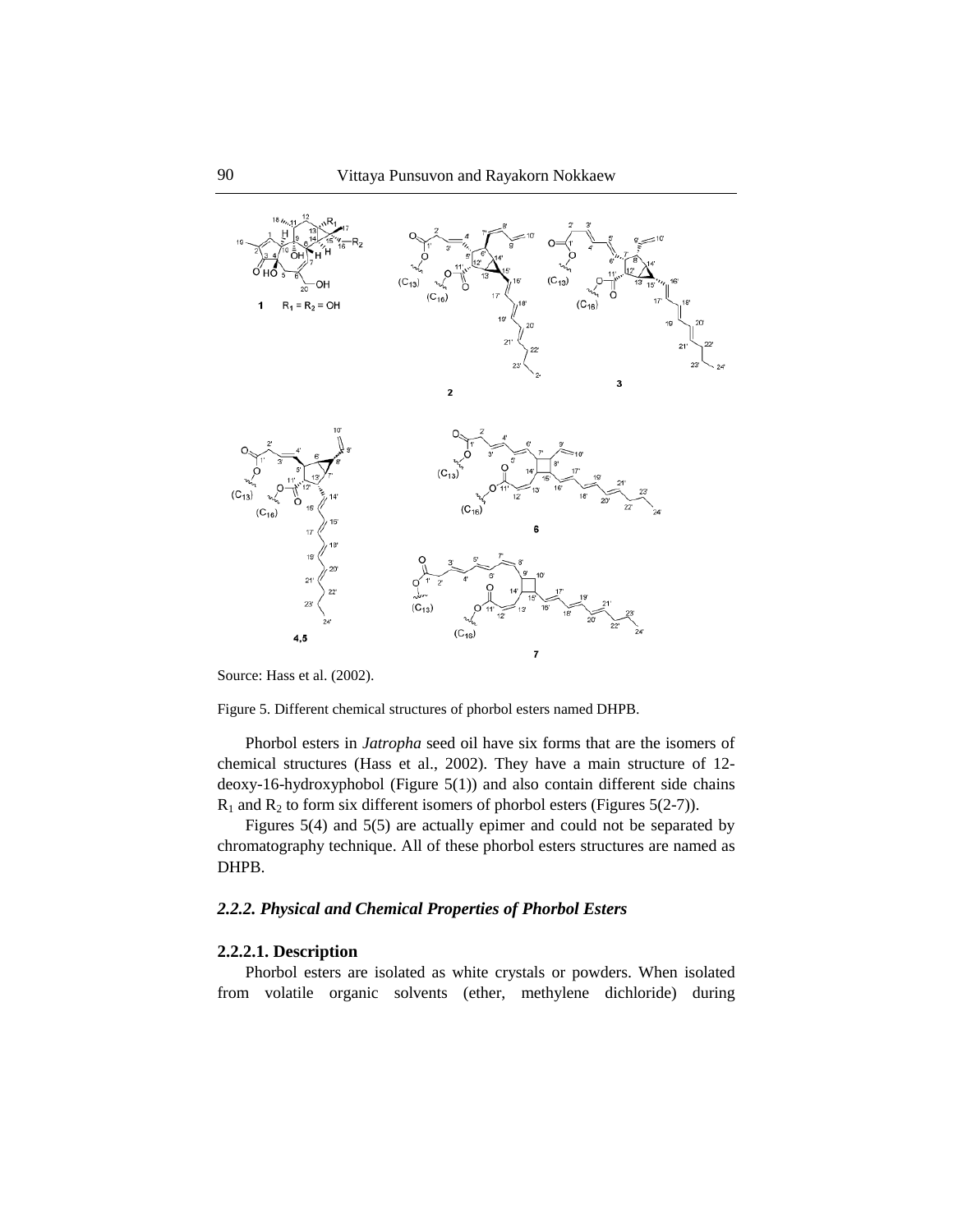Source: Hass et al. (2002).

Figure 5. Different chemical structures of phorbol esters named DHPB.

Phorbol esters in *Jatropha* seed oil have six forms that are the isomers of chemical structures (Hass et al., 2002). They have a main structure of 12-deoxy-16-hydroxyphobol (Figure 5(1)) and also contain different side chains $R_1$ and $R_2$ to form six different isomers of phorbol esters (Figures 5(2-7)).

Figures 5(4) and 5(5) are actually epimer and could not be separated by chromatography technique. All of these phorbol esters structures are named as DHPB.

### *2.2.2. Physical and Chemical Properties of Phorbol Esters*

#### 2.2.2.1. Description

Phorbol esters are isolated as white crystals or powders. When isolated from volatile organic solvents (ether, methylene dichloride) during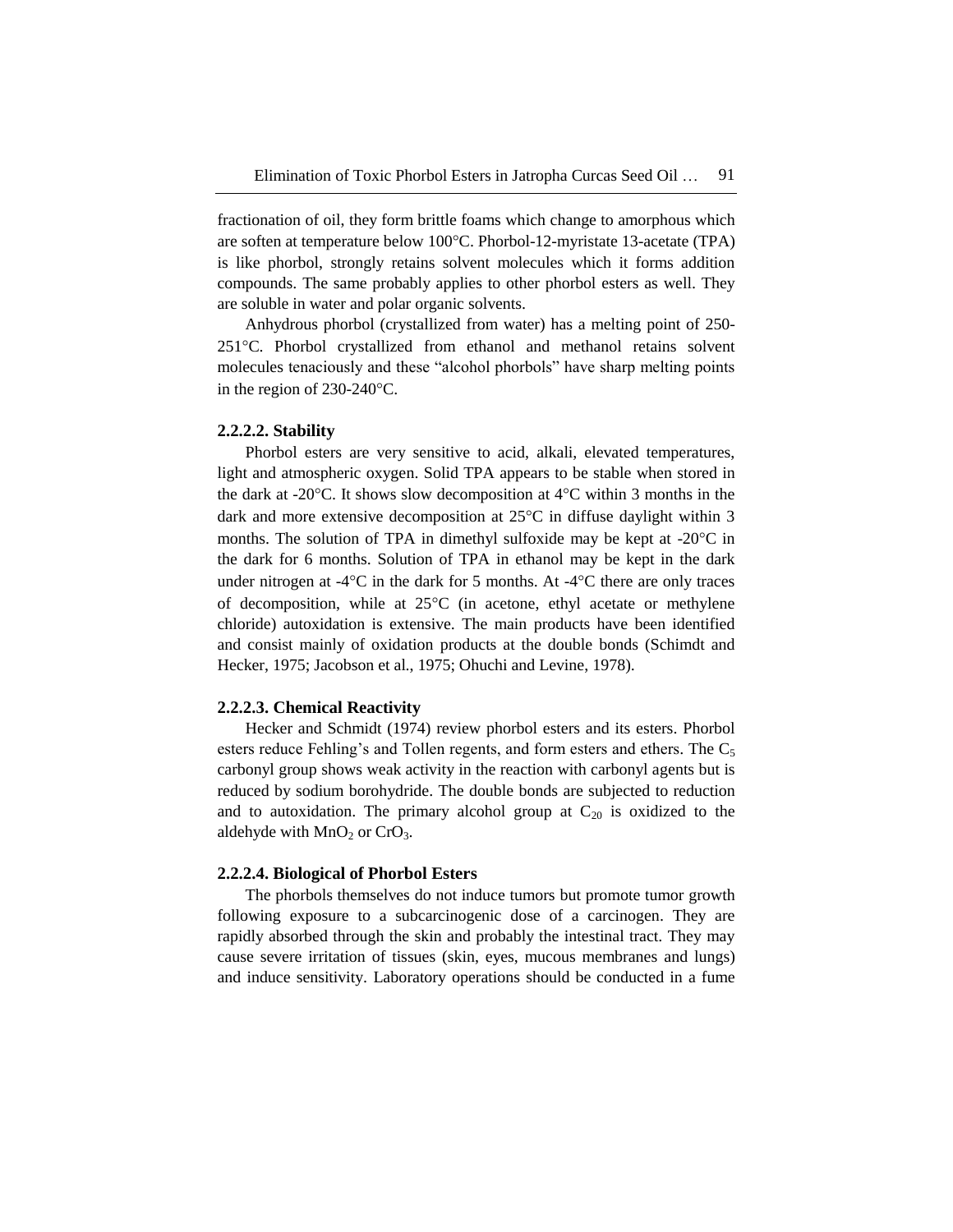fractionation of oil, they form brittle foams which change to amorphous which are soften at temperature below 100°C. Phorbol-12-myristate 13-acetate (TPA) is like phorbol, strongly retains solvent molecules which it forms addition compounds. The same probably applies to other phorbol esters as well. They are soluble in water and polar organic solvents.

Anhydrous phorbol (crystallized from water) has a melting point of 250-251°C. Phorbol crystallized from ethanol and methanol retains solvent molecules tenaciously and these "alcohol phorbols" have sharp melting points in the region of 230-240°C.

#### 2.2.2.2. Stability

Phorbol esters are very sensitive to acid, alkali, elevated temperatures, light and atmospheric oxygen. Solid TPA appears to be stable when stored in the dark at -20°C. It shows slow decomposition at 4°C within 3 months in the dark and more extensive decomposition at 25°C in diffuse daylight within 3 months. The solution of TPA in dimethyl sulfoxide may be kept at -20°C in the dark for 6 months. Solution of TPA in ethanol may be kept in the dark under nitrogen at -4°C in the dark for 5 months. At -4°C there are only traces of decomposition, while at 25°C (in acetone, ethyl acetate or methylene chloride) autoxidation is extensive. The main products have been identified and consist mainly of oxidation products at the double bonds (Schimdt and Hecker, 1975; Jacobson et al., 1975; Ohuchi and Levine, 1978).

#### 2.2.2.3. Chemical Reactivity

Hecker and Schmidt (1974) review phorbol esters and its esters. Phorbol esters reduce Fehling's and Tollen regents, and form esters and ethers. The $C_5$ carbonyl group shows weak activity in the reaction with carbonyl agents but is reduced by sodium borohydride. The double bonds are subjected to reduction and to autoxidation. The primary alcohol group at $C_{20}$ is oxidized to the aldehyde with $MnO_2$ or $CrO_3$.

#### 2.2.2.4. Biological of Phorbol Esters

The phorbols themselves do not induce tumors but promote tumor growth following exposure to a subcarcinogenic dose of a carcinogen. They are rapidly absorbed through the skin and probably the intestinal tract. They may cause severe irritation of tissues (skin, eyes, mucous membranes and lungs) and induce sensitivity. Laboratory operations should be conducted in a fume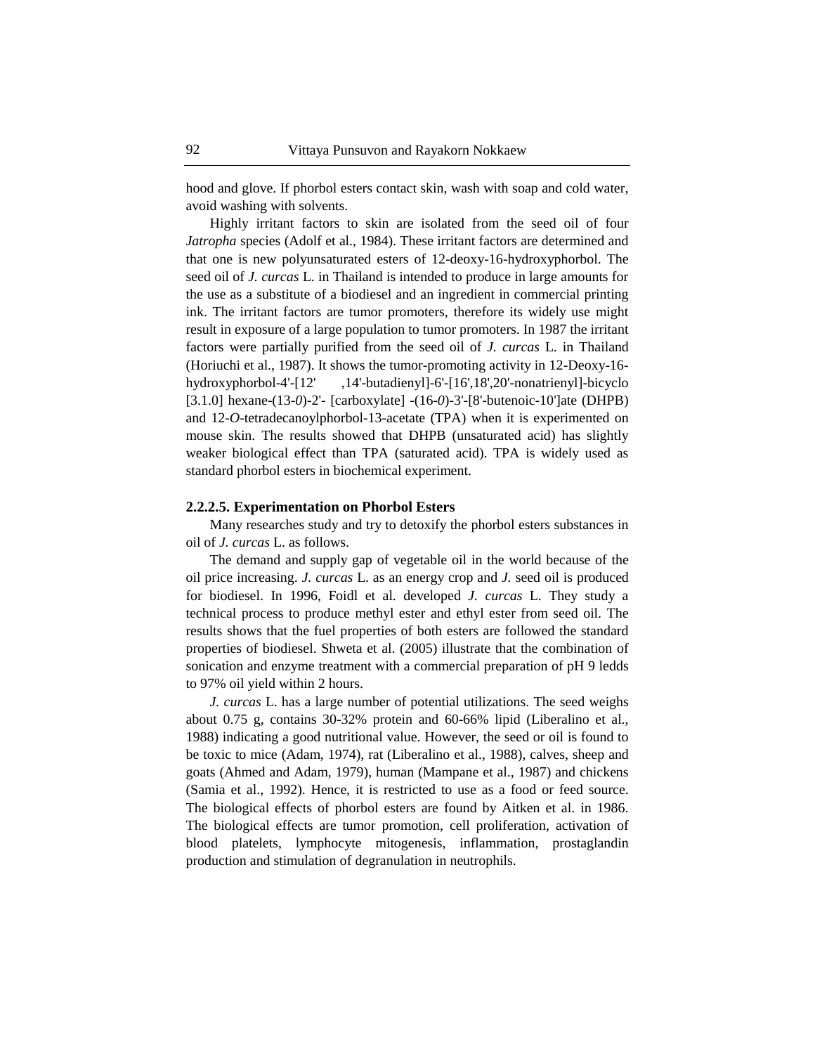hood and glove. If phorbol esters contact skin, wash with soap and cold water, avoid washing with solvents.

Highly irritant factors to skin are isolated from the seed oil of four *Jatropha* species (Adolf et al., 1984). These irritant factors are determined and that one is new polyunsaturated esters of 12-deoxy-16-hydroxyphorbol. The seed oil of *J. curcas* L. in Thailand is intended to produce in large amounts for the use as a substitute of a biodiesel and an ingredient in commercial printing ink. The irritant factors are tumor promoters, therefore its widely use might result in exposure of a large population to tumor promoters. In 1987 the irritant factors were partially purified from the seed oil of *J. curcas* L. in Thailand (Horiuchi et al., 1987). It shows the tumor-promoting activity in 12-Deoxy-16-hydroxyphorbol-4'-[12' ,14'-butadienyl]-6'-[16',18',20'-nonatrienyl]-bicyclo [3.1.0] hexane-(13-*0*)-2'- [carboxylate] -(16-*0*)-3'-[8'-butenoic-10']ate (DHPB) and 12-*O*-tetradecanoylphorbol-13-acetate (TPA) when it is experimented on mouse skin. The results showed that DHPB (unsaturated acid) has slightly weaker biological effect than TPA (saturated acid). TPA is widely used as standard phorbol esters in biochemical experiment.

#### 2.2.2.5. Experimentation on Phorbol Esters

Many researches study and try to detoxify the phorbol esters substances in oil of *J. curcas* L. as follows.

The demand and supply gap of vegetable oil in the world because of the oil price increasing. *J. curcas* L. as an energy crop and *J.* seed oil is produced for biodiesel. In 1996, Foidl et al. developed *J. curcas* L. They study a technical process to produce methyl ester and ethyl ester from seed oil. The results shows that the fuel properties of both esters are followed the standard properties of biodiesel. Shweta et al. (2005) illustrate that the combination of sonication and enzyme treatment with a commercial preparation of pH 9 ledds to 97% oil yield within 2 hours.

*J. curcas* L. has a large number of potential utilizations. The seed weighs about 0.75 g, contains 30-32% protein and 60-66% lipid (Liberalino et al., 1988) indicating a good nutritional value. However, the seed or oil is found to be toxic to mice (Adam, 1974), rat (Liberalino et al., 1988), calves, sheep and goats (Ahmed and Adam, 1979), human (Mampane et al., 1987) and chickens (Samia et al., 1992). Hence, it is restricted to use as a food or feed source. The biological effects of phorbol esters are found by Aitken et al. in 1986. The biological effects are tumor promotion, cell proliferation, activation of blood platelets, lymphocyte mitogenesis, inflammation, prostaglandin production and stimulation of degranulation in neutrophils.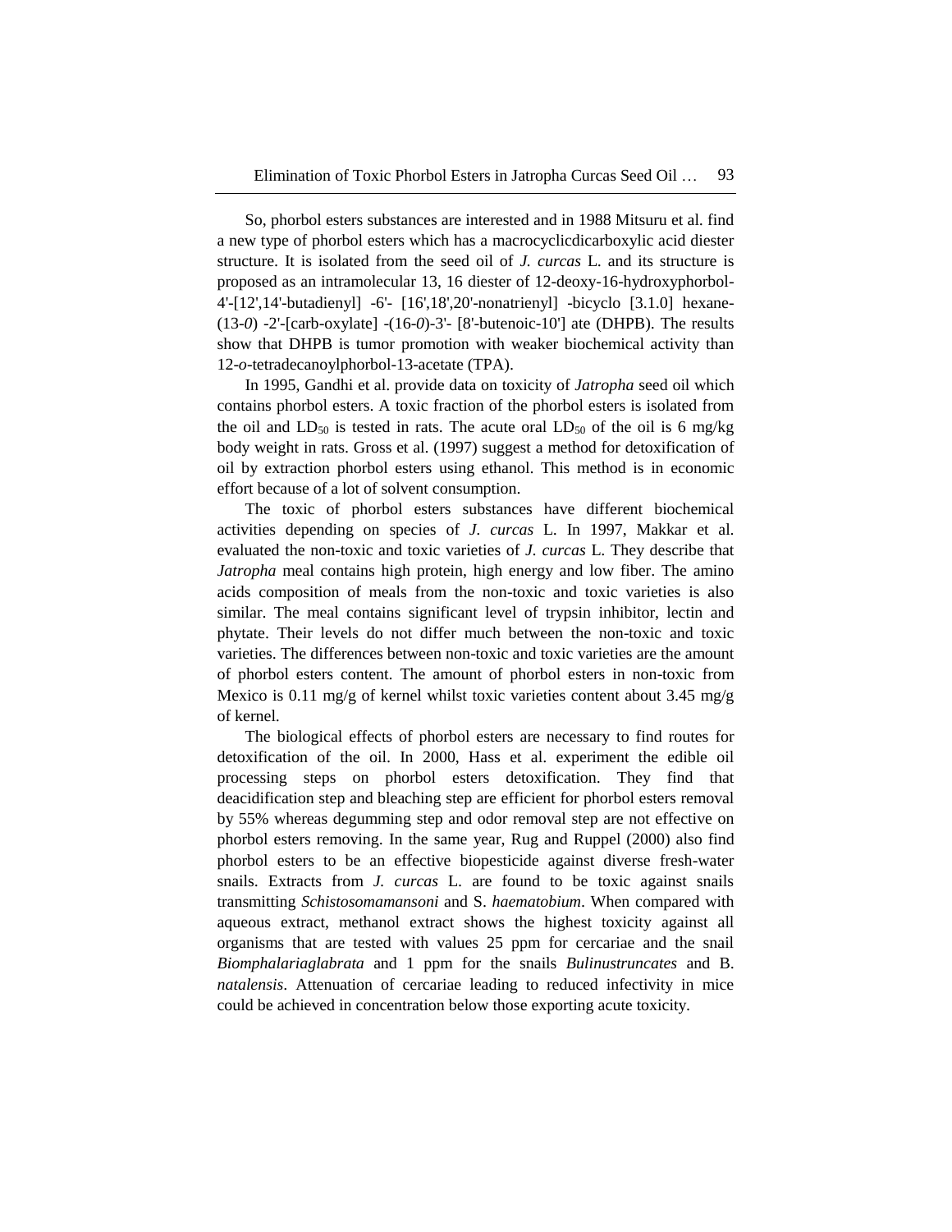So, phorbol esters substances are interested and in 1988 Mitsuru et al. find a new type of phorbol esters which has a macrocyclicdicarboxylic acid diester structure. It is isolated from the seed oil of *J. curcas* L. and its structure is proposed as an intramolecular 13, 16 diester of 12-deoxy-16-hydroxyphorbol-4'-[12',14'-butadienyl] -6'- [16',18',20'-nonatrienyl] -bicyclo [3.1.0] hexane-(13-*0*) -2'-[carb-oxylate] -(16-*0*)-3'- [8'-butenoic-10'] ate (DHPB). The results show that DHPB is tumor promotion with weaker biochemical activity than 12-*o*-tetradecanoylphorbol-13-acetate (TPA).

In 1995, Gandhi et al. provide data on toxicity of *Jatropha* seed oil which contains phorbol esters. A toxic fraction of the phorbol esters is isolated from the oil and $LD_{50}$ is tested in rats. The acute oral $LD_{50}$ of the oil is 6 mg/kg body weight in rats. Gross et al. (1997) suggest a method for detoxification of oil by extraction phorbol esters using ethanol. This method is in economic effort because of a lot of solvent consumption.

The toxic of phorbol esters substances have different biochemical activities depending on species of *J. curcas* L. In 1997, Makkar et al. evaluated the non-toxic and toxic varieties of *J. curcas* L. They describe that *Jatropha* meal contains high protein, high energy and low fiber. The amino acids composition of meals from the non-toxic and toxic varieties is also similar. The meal contains significant level of trypsin inhibitor, lectin and phytate. Their levels do not differ much between the non-toxic and toxic varieties. The differences between non-toxic and toxic varieties are the amount of phorbol esters content. The amount of phorbol esters in non-toxic from Mexico is 0.11 mg/g of kernel whilst toxic varieties content about 3.45 mg/g of kernel.

The biological effects of phorbol esters are necessary to find routes for detoxification of the oil. In 2000, Hass et al. experiment the edible oil processing steps on phorbol esters detoxification. They find that deacidification step and bleaching step are efficient for phorbol esters removal by 55% whereas degumming step and odor removal step are not effective on phorbol esters removing. In the same year, Rug and Ruppel (2000) also find phorbol esters to be an effective biopesticide against diverse fresh-water snails. Extracts from *J. curcas* L. are found to be toxic against snails transmitting *Schistosomamansoni* and S. *haematobium*. When compared with aqueous extract, methanol extract shows the highest toxicity against all organisms that are tested with values 25 ppm for cercariae and the snail *Biomphalariaglabrata* and 1 ppm for the snails *Bulinustruncates* and B. *natalensis*. Attenuation of cercariae leading to reduced infectivity in mice could be achieved in concentration below those exporting acute toxicity.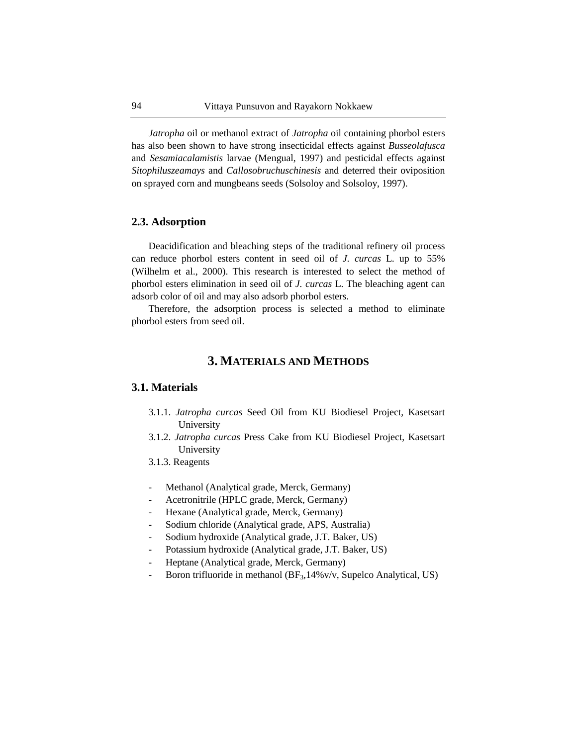*Jatropha* oil or methanol extract of *Jatropha* oil containing phorbol esters has also been shown to have strong insecticidal effects against *Busseolafusca* and *Sesamiacalamistis* larvae (Mengual, 1997) and pesticidal effects against *Sitophiluszeamays* and *Callosobruchuschinesis* and deterred their oviposition on sprayed corn and mungbeans seeds (Solsoloy and Solsoloy, 1997).

### 2.3. Adsorption

Deacidification and bleaching steps of the traditional refinery oil process can reduce phorbol esters content in seed oil of *J. curcas* L. up to 55% (Wilhelm et al., 2000). This research is interested to select the method of phorbol esters elimination in seed oil of *J. curcas* L. The bleaching agent can adsorb color of oil and may also adsorb phorbol esters.

Therefore, the adsorption process is selected a method to eliminate phorbol esters from seed oil.

## 3. Materials and Methods

### 3.1. Materials

3.1.1. *Jatropha curcas* Seed Oil from KU Biodiesel Project, Kasetsart University

3.1.2. *Jatropha curcas* Press Cake from KU Biodiesel Project, Kasetsart University

3.1.3. Reagents

- Methanol (Analytical grade, Merck, Germany)
- Acetronitrile (HPLC grade, Merck, Germany)
- Hexane (Analytical grade, Merck, Germany)
- Sodium chloride (Analytical grade, APS, Australia)
- Sodium hydroxide (Analytical grade, J.T. Baker, US)
- Potassium hydroxide (Analytical grade, J.T. Baker, US)
- Heptane (Analytical grade, Merck, Germany)
- Boron trifluoride in methanol ($BF_3$,14%v/v, Supelco Analytical, US)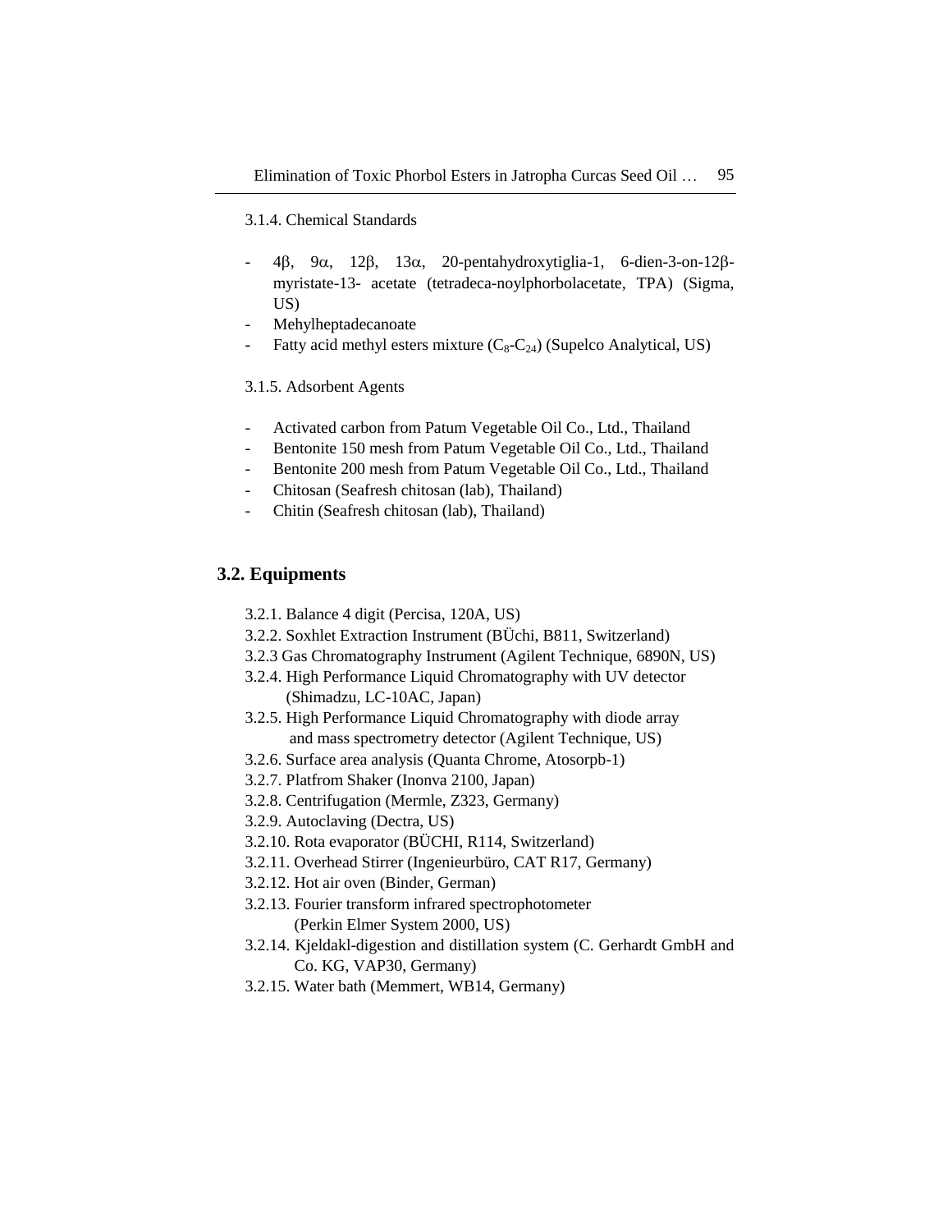3.1.4. Chemical Standards

- 4β, 9α, 12β, 13α, 20-pentahydroxytiglia-1, 6-dien-3-on-12β-myristate-13- acetate (tetradeca-noylphorbolacetate, TPA) (Sigma, US)
- Mehylheptadecanoate
- Fatty acid methyl esters mixture ($C_8$-$C_{24}$) (Supelco Analytical, US)

3.1.5. Adsorbent Agents

- Activated carbon from Patum Vegetable Oil Co., Ltd., Thailand
- Bentonite 150 mesh from Patum Vegetable Oil Co., Ltd., Thailand
- Bentonite 200 mesh from Patum Vegetable Oil Co., Ltd., Thailand
- Chitosan (Seafresh chitosan (lab), Thailand)
- Chitin (Seafresh chitosan (lab), Thailand)

## 3.2. Equipments

3.2.1. Balance 4 digit (Percisa, 120A, US)
3.2.2. Soxhlet Extraction Instrument (BÜchi, B811, Switzerland)
3.2.3 Gas Chromatography Instrument (Agilent Technique, 6890N, US)
3.2.4. High Performance Liquid Chromatography with UV detector (Shimadzu, LC-10AC, Japan)
3.2.5. High Performance Liquid Chromatography with diode array and mass spectrometry detector (Agilent Technique, US)
3.2.6. Surface area analysis (Quanta Chrome, Atosorpb-1)
3.2.7. Platfrom Shaker (Inonva 2100, Japan)
3.2.8. Centrifugation (Mermle, Z323, Germany)
3.2.9. Autoclaving (Dectra, US)
3.2.10. Rota evaporator (BÜCHI, R114, Switzerland)
3.2.11. Overhead Stirrer (Ingenieurbüro, CAT R17, Germany)
3.2.12. Hot air oven (Binder, German)
3.2.13. Fourier transform infrared spectrophotometer (Perkin Elmer System 2000, US)
3.2.14. Kjeldakl-digestion and distillation system (C. Gerhardt GmbH and Co. KG, VAP30, Germany)
3.2.15. Water bath (Memmert, WB14, Germany)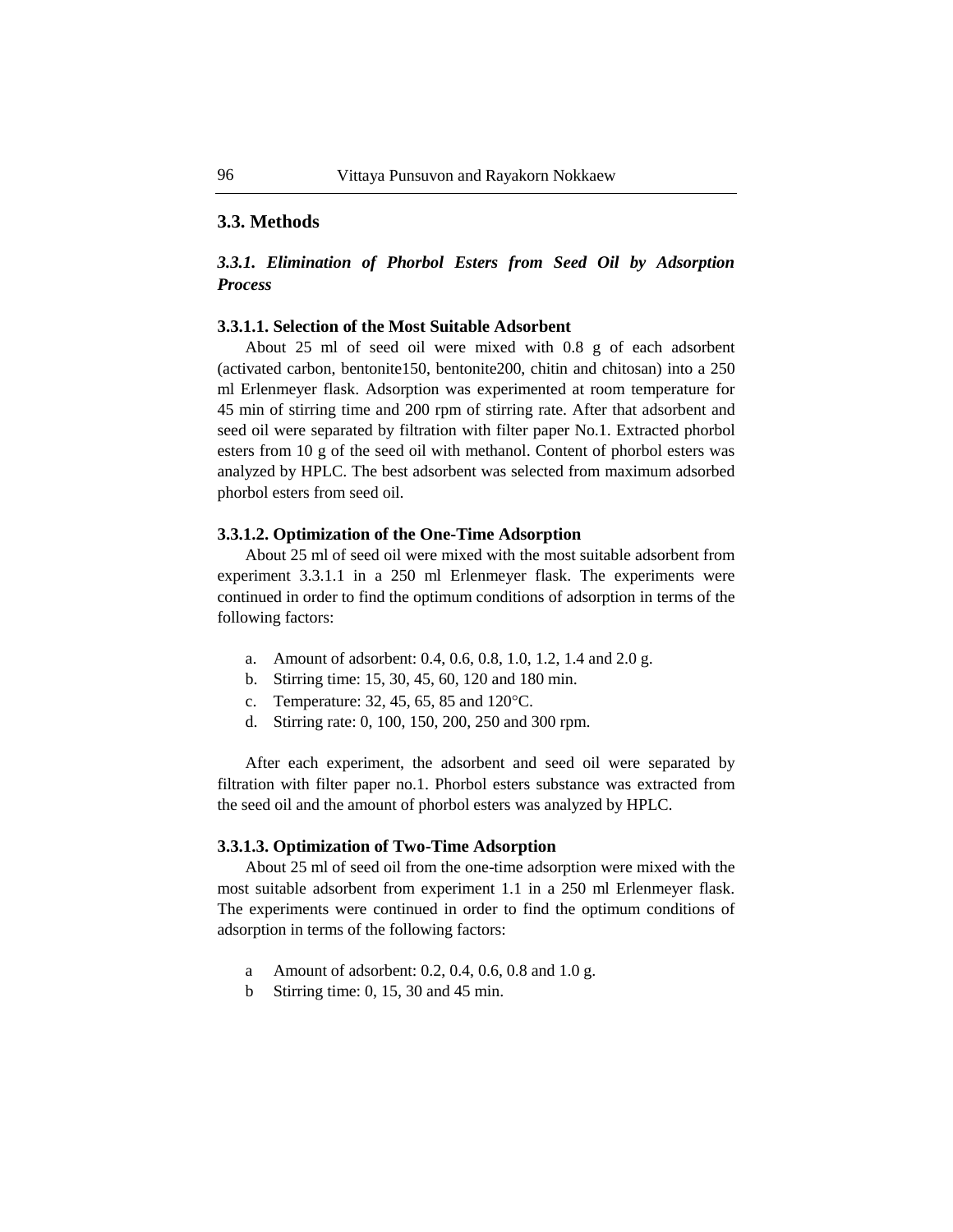## 3.3. Methods

### *3.3.1. Elimination of Phorbol Esters from Seed Oil by Adsorption Process*

#### 3.3.1.1. Selection of the Most Suitable Adsorbent

About 25 ml of seed oil were mixed with 0.8 g of each adsorbent (activated carbon, bentonite150, bentonite200, chitin and chitosan) into a 250 ml Erlenmeyer flask. Adsorption was experimented at room temperature for 45 min of stirring time and 200 rpm of stirring rate. After that adsorbent and seed oil were separated by filtration with filter paper No.1. Extracted phorbol esters from 10 g of the seed oil with methanol. Content of phorbol esters was analyzed by HPLC. The best adsorbent was selected from maximum adsorbed phorbol esters from seed oil.

#### 3.3.1.2. Optimization of the One-Time Adsorption

About 25 ml of seed oil were mixed with the most suitable adsorbent from experiment 3.3.1.1 in a 250 ml Erlenmeyer flask. The experiments were continued in order to find the optimum conditions of adsorption in terms of the following factors:

a. Amount of adsorbent: 0.4, 0.6, 0.8, 1.0, 1.2, 1.4 and 2.0 g.
b. Stirring time: 15, 30, 45, 60, 120 and 180 min.
c. Temperature: 32, 45, 65, 85 and 120°C.
d. Stirring rate: 0, 100, 150, 200, 250 and 300 rpm.

After each experiment, the adsorbent and seed oil were separated by filtration with filter paper no.1. Phorbol esters substance was extracted from the seed oil and the amount of phorbol esters was analyzed by HPLC.

#### 3.3.1.3. Optimization of Two-Time Adsorption

About 25 ml of seed oil from the one-time adsorption were mixed with the most suitable adsorbent from experiment 1.1 in a 250 ml Erlenmeyer flask. The experiments were continued in order to find the optimum conditions of adsorption in terms of the following factors:

a Amount of adsorbent: 0.2, 0.4, 0.6, 0.8 and 1.0 g.
b Stirring time: 0, 15, 30 and 45 min.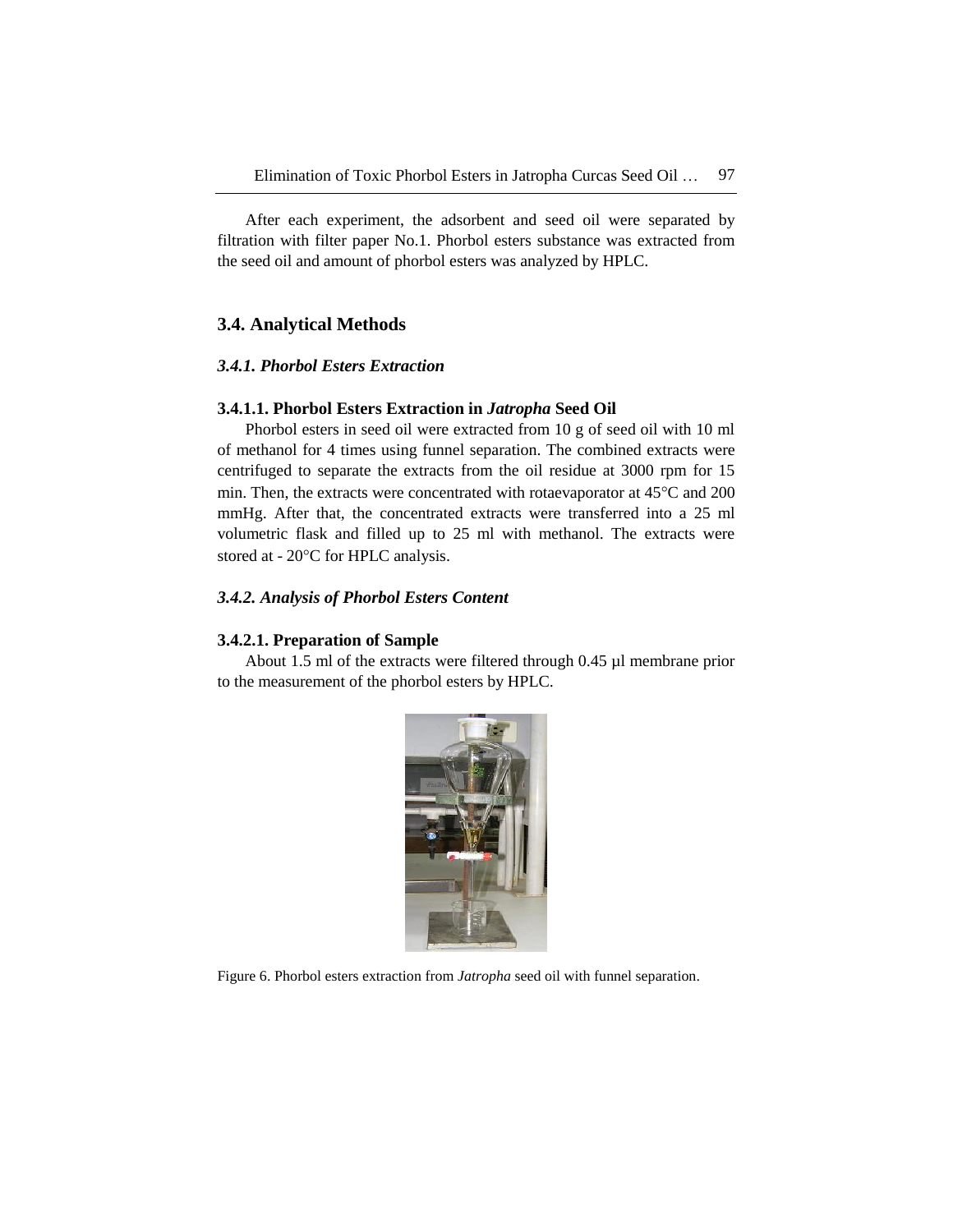After each experiment, the adsorbent and seed oil were separated by filtration with filter paper No.1. Phorbol esters substance was extracted from the seed oil and amount of phorbol esters was analyzed by HPLC.

## 3.4. Analytical Methods

### *3.4.1. Phorbol Esters Extraction*

#### 3.4.1.1. Phorbol Esters Extraction in *Jatropha* Seed Oil

Phorbol esters in seed oil were extracted from 10 g of seed oil with 10 ml of methanol for 4 times using funnel separation. The combined extracts were centrifuged to separate the extracts from the oil residue at 3000 rpm for 15 min. Then, the extracts were concentrated with rotaevaporator at 45°C and 200 mmHg. After that, the concentrated extracts were transferred into a 25 ml volumetric flask and filled up to 25 ml with methanol. The extracts were stored at - 20°C for HPLC analysis.

### *3.4.2. Analysis of Phorbol Esters Content*

#### 3.4.2.1. Preparation of Sample

About 1.5 ml of the extracts were filtered through 0.45 µl membrane prior to the measurement of the phorbol esters by HPLC.

Figure 6. Phorbol esters extraction from *Jatropha* seed oil with funnel separation.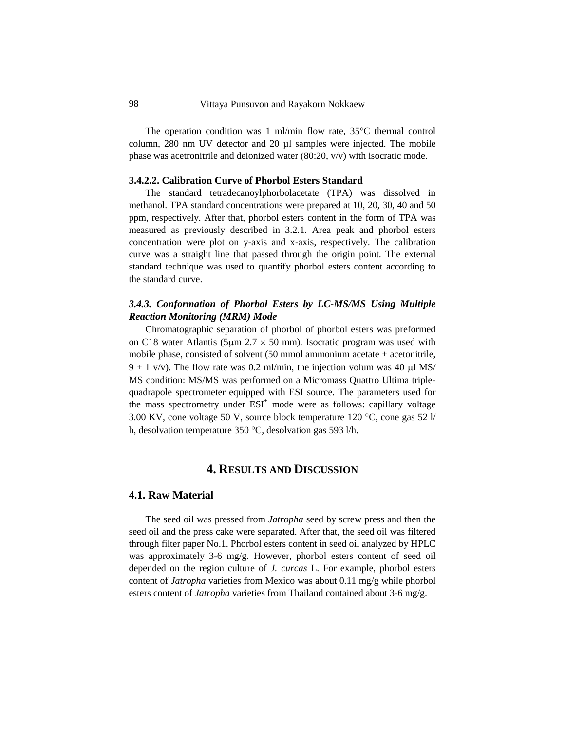The operation condition was 1 ml/min flow rate, 35°C thermal control column, 280 nm UV detector and 20 µl samples were injected. The mobile phase was acetronitrile and deionized water (80:20, v/v) with isocratic mode.

#### 3.4.2.2. Calibration Curve of Phorbol Esters Standard

The standard tetradecanoylphorbolacetate (TPA) was dissolved in methanol. TPA standard concentrations were prepared at 10, 20, 30, 40 and 50 ppm, respectively. After that, phorbol esters content in the form of TPA was measured as previously described in 3.2.1. Area peak and phorbol esters concentration were plot on y-axis and x-axis, respectively. The calibration curve was a straight line that passed through the origin point. The external standard technique was used to quantify phorbol esters content according to the standard curve.

### *3.4.3. Conformation of Phorbol Esters by LC-MS/MS Using Multiple Reaction Monitoring (MRM) Mode*

Chromatographic separation of phorbol of phorbol esters was preformed on C18 water Atlantis (5µm 2.7 × 50 mm). Isocratic program was used with mobile phase, consisted of solvent (50 mmol ammonium acetate + acetonitrile, 9 + 1 v/v). The flow rate was 0.2 ml/min, the injection volum was 40 µl MS/MS condition: MS/MS was performed on a Micromass Quattro Ultima triple-quadrapole spectrometer equipped with ESI source. The parameters used for the mass spectrometry under $ESI^+$ mode were as follows: capillary voltage 3.00 KV, cone voltage 50 V, source block temperature 120 °C, cone gas 52 l/h, desolvation temperature 350 °C, desolvation gas 593 l/h.

# 4. Results and Discussion

## 4.1. Raw Material

The seed oil was pressed from *Jatropha* seed by screw press and then the seed oil and the press cake were separated. After that, the seed oil was filtered through filter paper No.1. Phorbol esters content in seed oil analyzed by HPLC was approximately 3-6 mg/g. However, phorbol esters content of seed oil depended on the region culture of *J. curcas* L. For example, phorbol esters content of *Jatropha* varieties from Mexico was about 0.11 mg/g while phorbol esters content of *Jatropha* varieties from Thailand contained about 3-6 mg/g.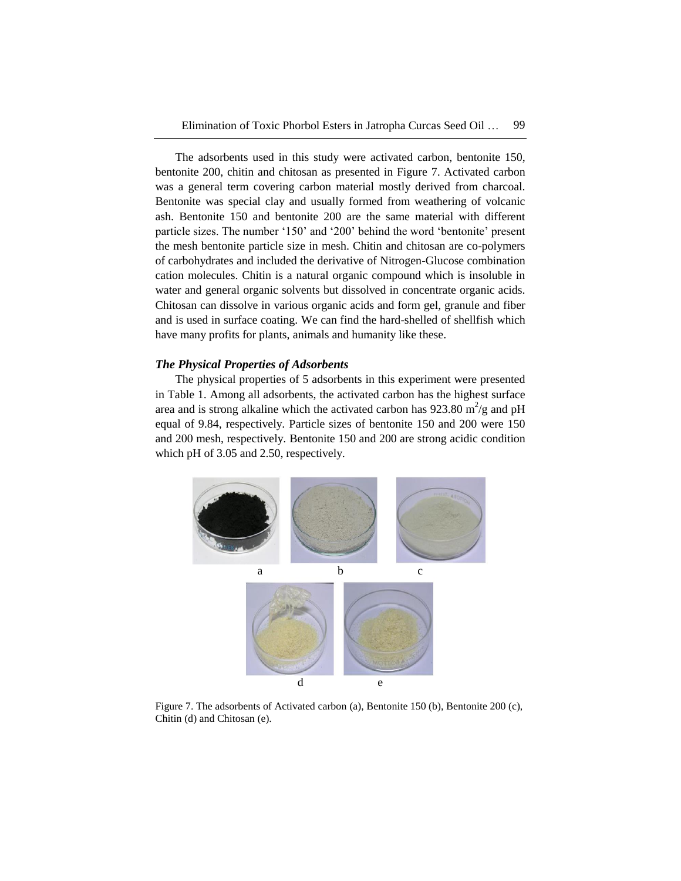The adsorbents used in this study were activated carbon, bentonite 150, bentonite 200, chitin and chitosan as presented in Figure 7. Activated carbon was a general term covering carbon material mostly derived from charcoal. Bentonite was special clay and usually formed from weathering of volcanic ash. Bentonite 150 and bentonite 200 are the same material with different particle sizes. The number '150' and '200' behind the word 'bentonite' present the mesh bentonite particle size in mesh. Chitin and chitosan are co-polymers of carbohydrates and included the derivative of Nitrogen-Glucose combination cation molecules. Chitin is a natural organic compound which is insoluble in water and general organic solvents but dissolved in concentrate organic acids. Chitosan can dissolve in various organic acids and form gel, granule and fiber and is used in surface coating. We can find the hard-shelled of shellfish which have many profits for plants, animals and humanity like these.

### *The Physical Properties of Adsorbents*

The physical properties of 5 adsorbents in this experiment were presented in Table 1. Among all adsorbents, the activated carbon has the highest surface area and is strong alkaline which the activated carbon has 923.80 $m^2/g$ and pH equal of 9.84, respectively. Particle sizes of bentonite 150 and 200 were 150 and 200 mesh, respectively. Bentonite 150 and 200 are strong acidic condition which pH of 3.05 and 2.50, respectively.

Figure 7. The adsorbents of Activated carbon (a), Bentonite 150 (b), Bentonite 200 (c), Chitin (d) and Chitosan (e).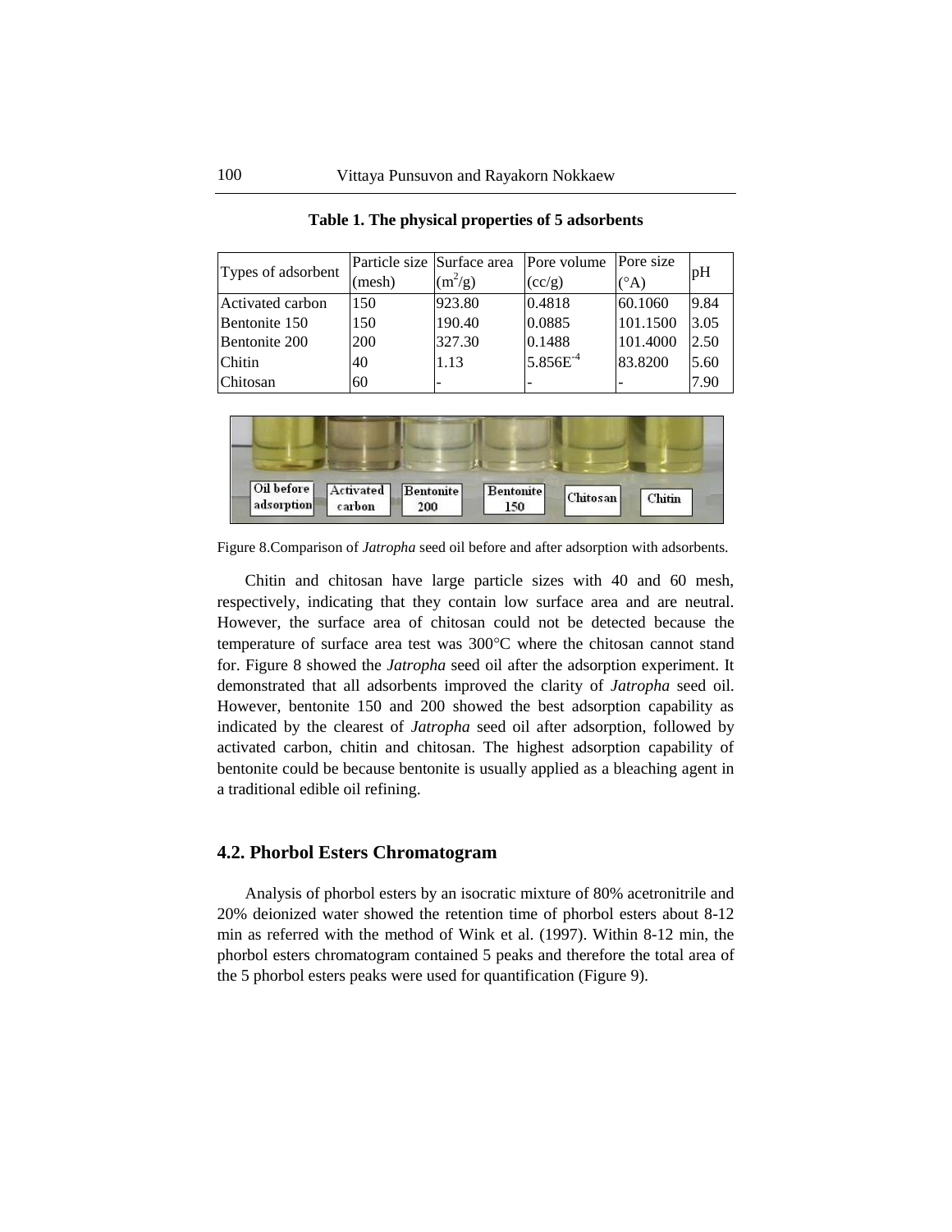**Table 1. The physical properties of 5 adsorbents**

| Types of adsorbent | Particle size (mesh) | Surface area ($m^2/g$) | Pore volume (cc/g) | Pore size (°A) | pH |
|---|---|---|---|---|---|
| Activated carbon | 150 | 923.80 | 0.4818 | 60.1060 | 9.84 |
| Bentonite 150 | 150 | 190.40 | 0.0885 | 101.1500 | 3.05 |
| Bentonite 200 | 200 | 327.30 | 0.1488 | 101.4000 | 2.50 |
| Chitin | 40 | 1.13 | $5.856E^{-4}$ | 83.8200 | 5.60 |
| Chitosan | 60 | - | - | - | 7.90 |

Figure 8.Comparison of *Jatropha* seed oil before and after adsorption with adsorbents.

Chitin and chitosan have large particle sizes with 40 and 60 mesh, respectively, indicating that they contain low surface area and are neutral. However, the surface area of chitosan could not be detected because the temperature of surface area test was 300°C where the chitosan cannot stand for. Figure 8 showed the *Jatropha* seed oil after the adsorption experiment. It demonstrated that all adsorbents improved the clarity of *Jatropha* seed oil. However, bentonite 150 and 200 showed the best adsorption capability as indicated by the clearest of *Jatropha* seed oil after adsorption, followed by activated carbon, chitin and chitosan. The highest adsorption capability of bentonite could be because bentonite is usually applied as a bleaching agent in a traditional edible oil refining.

## 4.2. Phorbol Esters Chromatogram

Analysis of phorbol esters by an isocratic mixture of 80% acetronitrile and 20% deionized water showed the retention time of phorbol esters about 8-12 min as referred with the method of Wink et al. (1997). Within 8-12 min, the phorbol esters chromatogram contained 5 peaks and therefore the total area of the 5 phorbol esters peaks were used for quantification (Figure 9).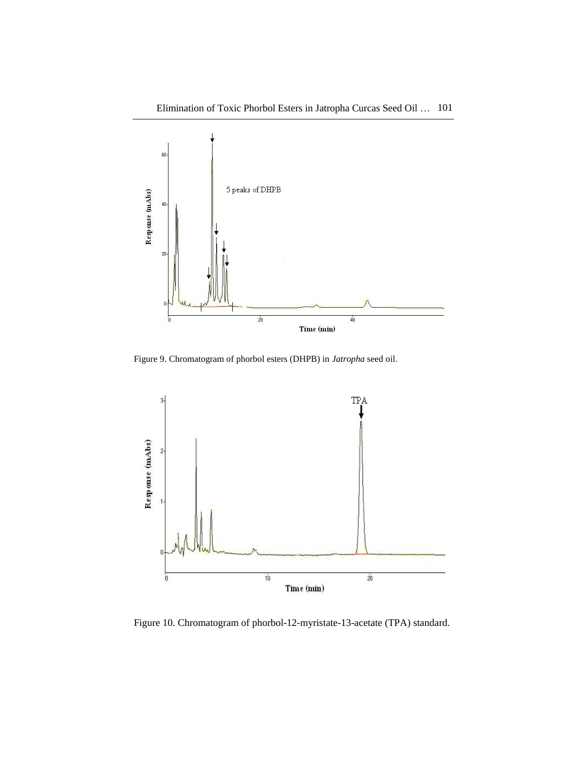Figure 9. Chromatogram of phorbol esters (DHPB) in *Jatropha* seed oil.

Figure 10. Chromatogram of phorbol-12-myristate-13-acetate (TPA) standard.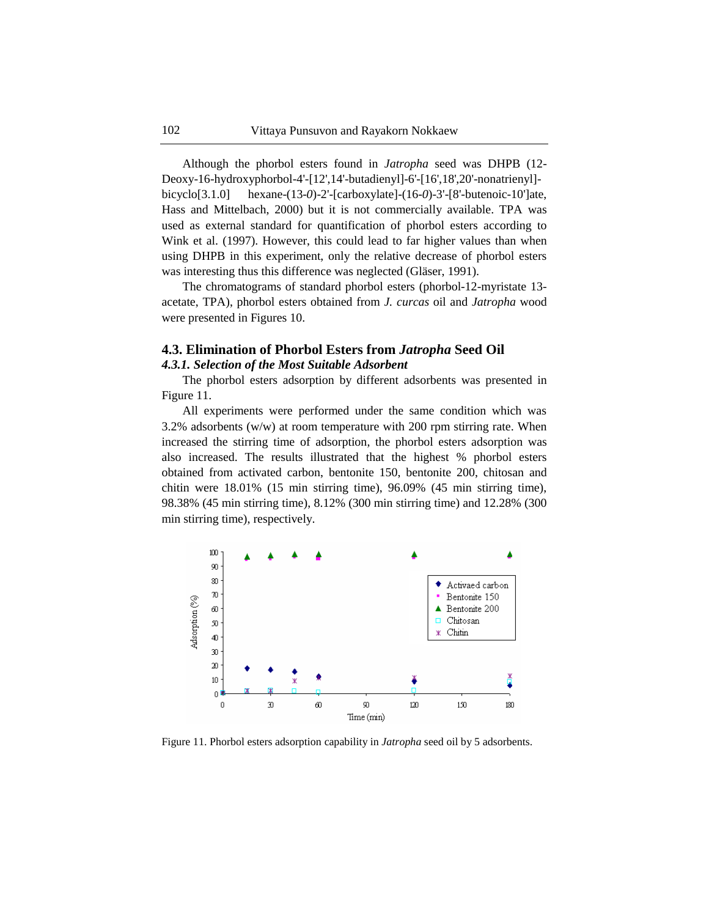Although the phorbol esters found in *Jatropha* seed was DHPB (12-Deoxy-16-hydroxyphorbol-4'-[12',14'-butadienyl]-6'-[16',18',20'-nonatrienyl]-bicyclo[3.1.0] hexane-(13-*0*)-2'-[carboxylate]-(16-*0*)-3'-[8'-butenoic-10']ate, Hass and Mittelbach, 2000) but it is not commercially available. TPA was used as external standard for quantification of phorbol esters according to Wink et al. (1997). However, this could lead to far higher values than when using DHPB in this experiment, only the relative decrease of phorbol esters was interesting thus this difference was neglected (Gläser, 1991).

The chromatograms of standard phorbol esters (phorbol-12-myristate 13-acetate, TPA), phorbol esters obtained from *J. curcas* oil and *Jatropha* wood were presented in Figures 10.

## 4.3. Elimination of Phorbol Esters from *Jatropha* Seed Oil

### *4.3.1. Selection of the Most Suitable Adsorbent*

The phorbol esters adsorption by different adsorbents was presented in Figure 11.

All experiments were performed under the same condition which was 3.2% adsorbents (w/w) at room temperature with 200 rpm stirring rate. When increased the stirring time of adsorption, the phorbol esters adsorption was also increased. The results illustrated that the highest % phorbol esters obtained from activated carbon, bentonite 150, bentonite 200, chitosan and chitin were 18.01% (15 min stirring time), 96.09% (45 min stirring time), 98.38% (45 min stirring time), 8.12% (300 min stirring time) and 12.28% (300 min stirring time), respectively.

Figure 11. Phorbol esters adsorption capability in *Jatropha* seed oil by 5 adsorbents.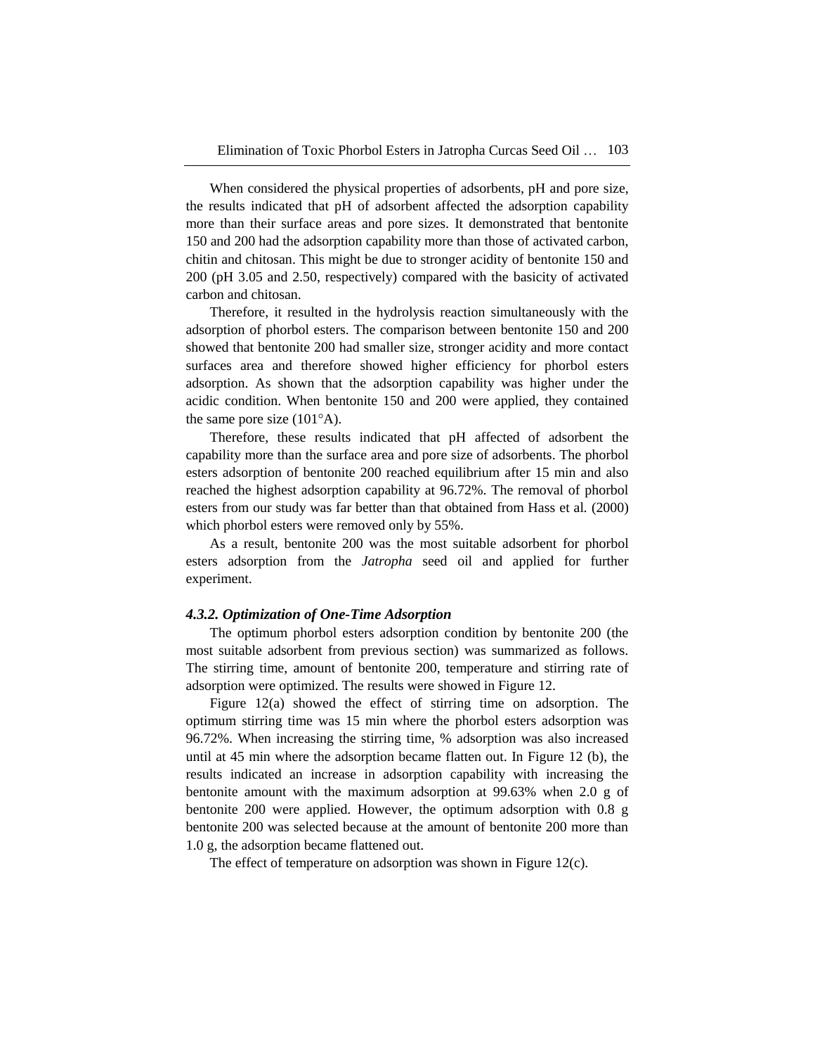When considered the physical properties of adsorbents, pH and pore size, the results indicated that pH of adsorbent affected the adsorption capability more than their surface areas and pore sizes. It demonstrated that bentonite 150 and 200 had the adsorption capability more than those of activated carbon, chitin and chitosan. This might be due to stronger acidity of bentonite 150 and 200 (pH 3.05 and 2.50, respectively) compared with the basicity of activated carbon and chitosan.

Therefore, it resulted in the hydrolysis reaction simultaneously with the adsorption of phorbol esters. The comparison between bentonite 150 and 200 showed that bentonite 200 had smaller size, stronger acidity and more contact surfaces area and therefore showed higher efficiency for phorbol esters adsorption. As shown that the adsorption capability was higher under the acidic condition. When bentonite 150 and 200 were applied, they contained the same pore size (101°A).

Therefore, these results indicated that pH affected of adsorbent the capability more than the surface area and pore size of adsorbents. The phorbol esters adsorption of bentonite 200 reached equilibrium after 15 min and also reached the highest adsorption capability at 96.72%. The removal of phorbol esters from our study was far better than that obtained from Hass et al*.* (2000) which phorbol esters were removed only by 55%.

As a result, bentonite 200 was the most suitable adsorbent for phorbol esters adsorption from the *Jatropha* seed oil and applied for further experiment.

#### *4.3.2. Optimization of One-Time Adsorption*

The optimum phorbol esters adsorption condition by bentonite 200 (the most suitable adsorbent from previous section) was summarized as follows. The stirring time, amount of bentonite 200, temperature and stirring rate of adsorption were optimized. The results were showed in Figure 12.

Figure 12(a) showed the effect of stirring time on adsorption. The optimum stirring time was 15 min where the phorbol esters adsorption was 96.72%. When increasing the stirring time, % adsorption was also increased until at 45 min where the adsorption became flatten out. In Figure 12 (b), the results indicated an increase in adsorption capability with increasing the bentonite amount with the maximum adsorption at 99.63% when 2.0 g of bentonite 200 were applied. However, the optimum adsorption with 0.8 g bentonite 200 was selected because at the amount of bentonite 200 more than 1.0 g, the adsorption became flattened out.

The effect of temperature on adsorption was shown in Figure 12(c).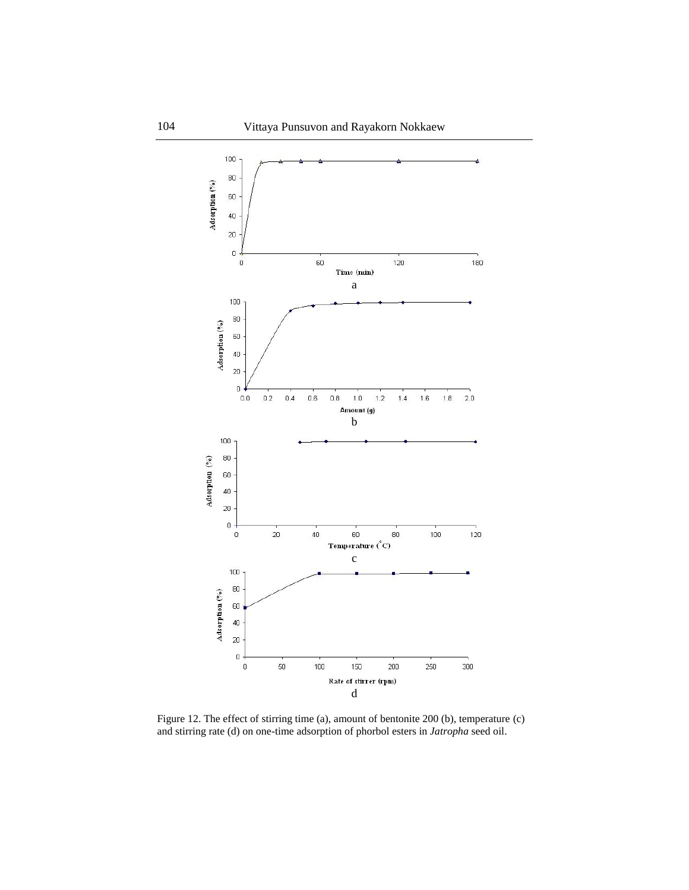Figure 12. The effect of stirring time (a), amount of bentonite 200 (b), temperature (c) and stirring rate (d) on one-time adsorption of phorbol esters in *Jatropha* seed oil.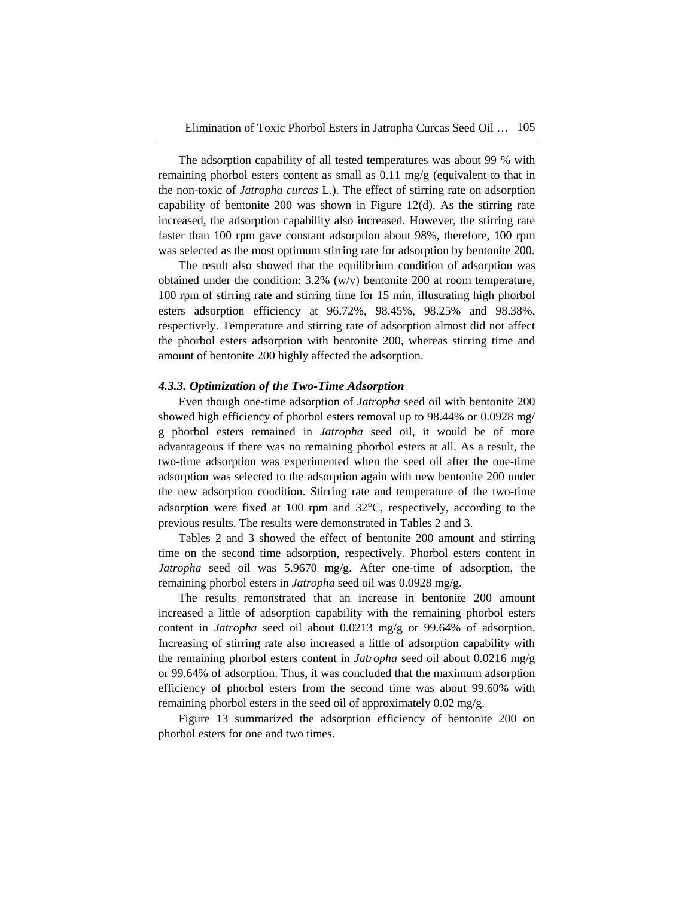The adsorption capability of all tested temperatures was about 99 % with remaining phorbol esters content as small as 0.11 mg/g (equivalent to that in the non-toxic of *Jatropha curcas* L.). The effect of stirring rate on adsorption capability of bentonite 200 was shown in Figure 12(d). As the stirring rate increased, the adsorption capability also increased. However, the stirring rate faster than 100 rpm gave constant adsorption about 98%, therefore, 100 rpm was selected as the most optimum stirring rate for adsorption by bentonite 200.

The result also showed that the equilibrium condition of adsorption was obtained under the condition: 3.2% (w/v) bentonite 200 at room temperature, 100 rpm of stirring rate and stirring time for 15 min, illustrating high phorbol esters adsorption efficiency at 96.72%, 98.45%, 98.25% and 98.38%, respectively. Temperature and stirring rate of adsorption almost did not affect the phorbol esters adsorption with bentonite 200, whereas stirring time and amount of bentonite 200 highly affected the adsorption.

#### *4.3.3. Optimization of the Two-Time Adsorption*

Even though one-time adsorption of *Jatropha* seed oil with bentonite 200 showed high efficiency of phorbol esters removal up to 98.44% or 0.0928 mg/ g phorbol esters remained in *Jatropha* seed oil, it would be of more advantageous if there was no remaining phorbol esters at all. As a result, the two-time adsorption was experimented when the seed oil after the one-time adsorption was selected to the adsorption again with new bentonite 200 under the new adsorption condition. Stirring rate and temperature of the two-time adsorption were fixed at 100 rpm and 32°C, respectively, according to the previous results. The results were demonstrated in Tables 2 and 3.

Tables 2 and 3 showed the effect of bentonite 200 amount and stirring time on the second time adsorption, respectively. Phorbol esters content in *Jatropha* seed oil was 5.9670 mg/g. After one-time of adsorption, the remaining phorbol esters in *Jatropha* seed oil was 0.0928 mg/g.

The results remonstrated that an increase in bentonite 200 amount increased a little of adsorption capability with the remaining phorbol esters content in *Jatropha* seed oil about 0.0213 mg/g or 99.64% of adsorption. Increasing of stirring rate also increased a little of adsorption capability with the remaining phorbol esters content in *Jatropha* seed oil about 0.0216 mg/g or 99.64% of adsorption. Thus, it was concluded that the maximum adsorption efficiency of phorbol esters from the second time was about 99.60% with remaining phorbol esters in the seed oil of approximately 0.02 mg/g.

Figure 13 summarized the adsorption efficiency of bentonite 200 on phorbol esters for one and two times.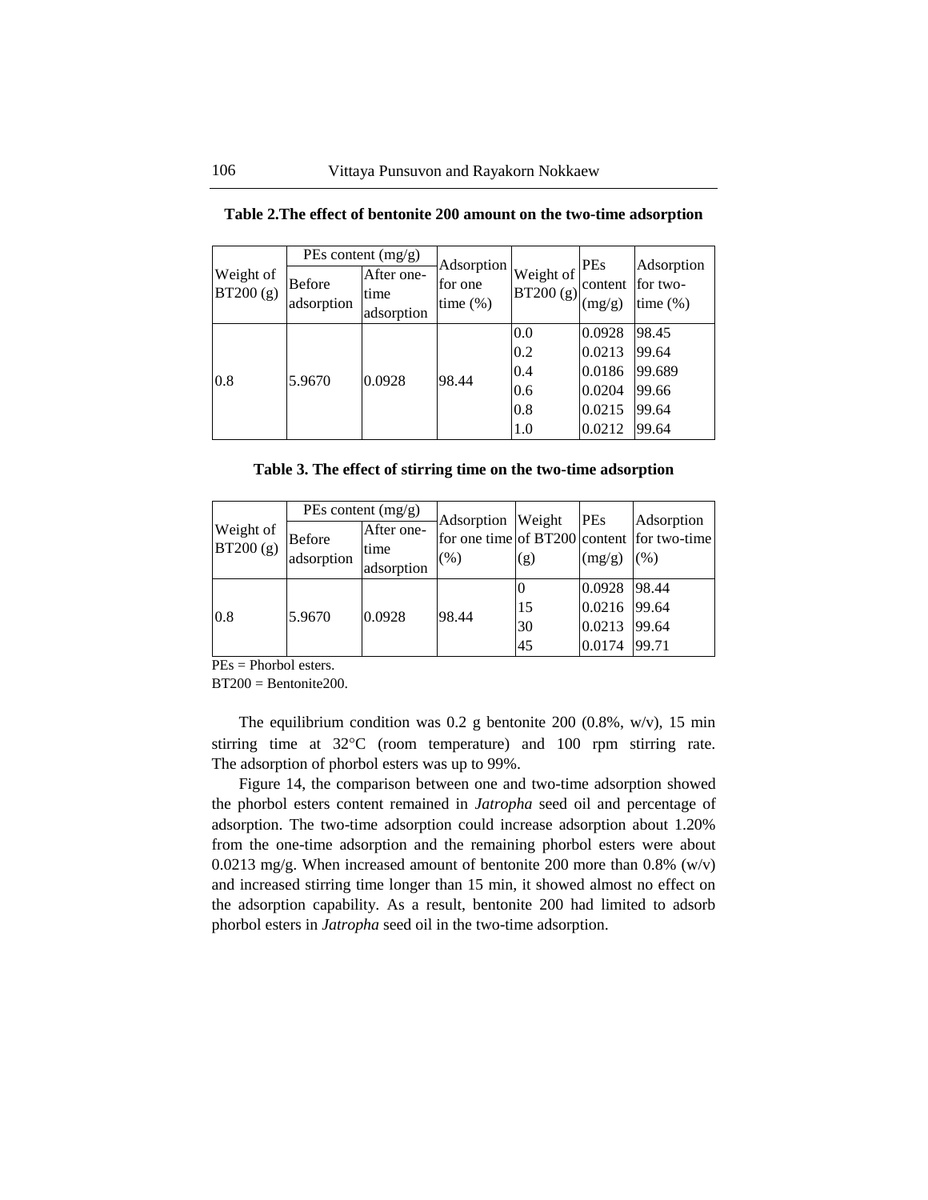**Table 2.The effect of bentonite 200 amount on the two-time adsorption**

| Weight of BT200 (g) | PEs content (mg/g) | | Adsorption for one time (%) | Weight of BT200 (g) | PEs content (mg/g) | Adsorption for two-time (%) |
|---|---|---|---|---|---|---|
| | Before adsorption | After one-time adsorption | | | | |
| 0.8 | 5.9670 | 0.0928 | 98.44 | 0.0 | 0.0928 | 98.45 |
| | | | | 0.2 | 0.0213 | 99.64 |
| | | | | 0.4 | 0.0186 | 99.689 |
| | | | | 0.6 | 0.0204 | 99.66 |
| | | | | 0.8 | 0.0215 | 99.64 |
| | | | | 1.0 | 0.0212 | 99.64 |

**Table 3. The effect of stirring time on the two-time adsorption**

| Weight of BT200 (g) | PEs content (mg/g) | | Adsorption for one time (%) | Weight of BT200 (g) | PEs content (mg/g) | Adsorption for two-time (%) |
|---|---|---|---|---|---|---|
| | Before adsorption | After one-time adsorption | | | | |
| 0.8 | 5.9670 | 0.0928 | 98.44 | 0 | 0.0928 | 98.44 |
| | | | | 15 | 0.0216 | 99.64 |
| | | | | 30 | 0.0213 | 99.64 |
| | | | | 45 | 0.0174 | 99.71 |

PEs = Phorbol esters.
BT200 = Bentonite200.

The equilibrium condition was 0.2 g bentonite 200 (0.8%, w/v), 15 min stirring time at 32°C (room temperature) and 100 rpm stirring rate. The adsorption of phorbol esters was up to 99%.

Figure 14, the comparison between one and two-time adsorption showed the phorbol esters content remained in *Jatropha* seed oil and percentage of adsorption. The two-time adsorption could increase adsorption about 1.20% from the one-time adsorption and the remaining phorbol esters were about 0.0213 mg/g. When increased amount of bentonite 200 more than 0.8% (w/v) and increased stirring time longer than 15 min, it showed almost no effect on the adsorption capability. As a result, bentonite 200 had limited to adsorb phorbol esters in *Jatropha* seed oil in the two-time adsorption.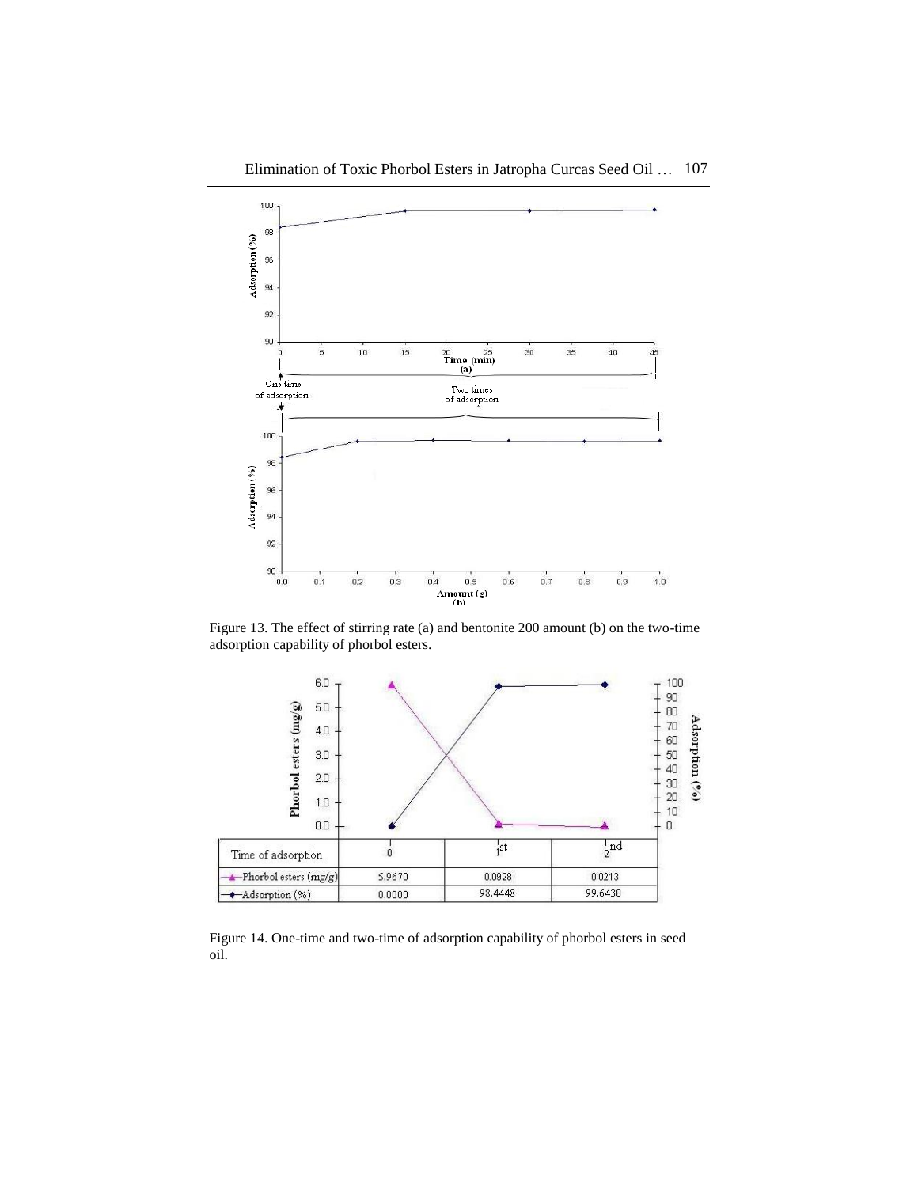Figure 13. The effect of stirring rate (a) and bentonite 200 amount (b) on the two-time adsorption capability of phorbol esters.

| Time of adsorption | 0 | 1st | 2nd |
|---|---|---|---|
| Phorbol esters (mg/g) | 5.9670 | 0.0928 | 0.0213 |
| Adsorption (%) | 0.0000 | 98.4448 | 99.6430 |

Figure 14. One-time and two-time of adsorption capability of phorbol esters in seed oil.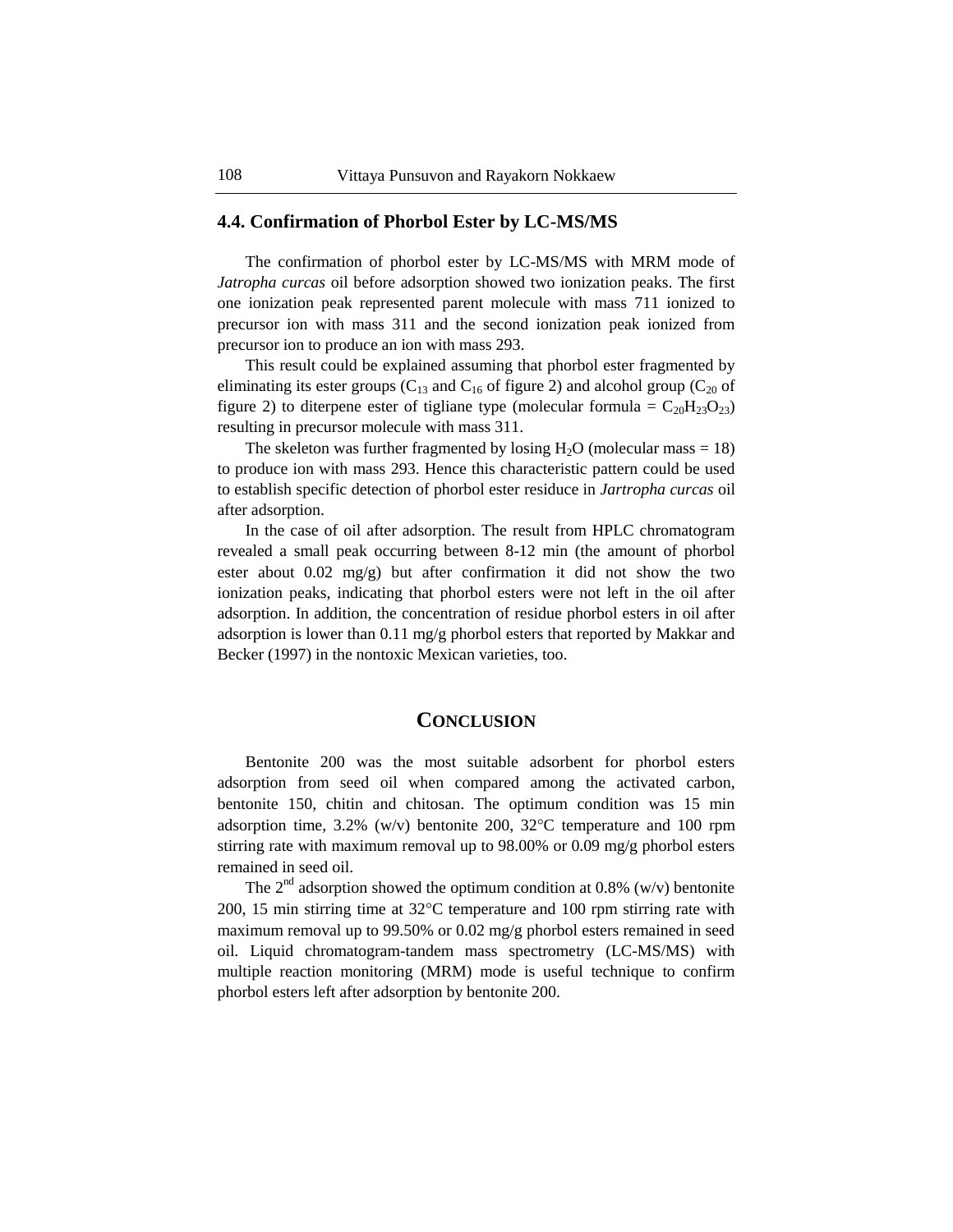### 4.4. Confirmation of Phorbol Ester by LC-MS/MS

The confirmation of phorbol ester by LC-MS/MS with MRM mode of *Jatropha curcas* oil before adsorption showed two ionization peaks. The first one ionization peak represented parent molecule with mass 711 ionized to precursor ion with mass 311 and the second ionization peak ionized from precursor ion to produce an ion with mass 293.

This result could be explained assuming that phorbol ester fragmented by eliminating its ester groups ($C_{13}$ and $C_{16}$ of figure 2) and alcohol group ($C_{20}$ of figure 2) to diterpene ester of tigliane type (molecular formula = $C_{20}H_{23}O_{23}$) resulting in precursor molecule with mass 311.

The skeleton was further fragmented by losing $H_2O$ (molecular mass = 18) to produce ion with mass 293. Hence this characteristic pattern could be used to establish specific detection of phorbol ester residuce in *Jartropha curcas* oil after adsorption.

In the case of oil after adsorption. The result from HPLC chromatogram revealed a small peak occurring between 8-12 min (the amount of phorbol ester about 0.02 mg/g) but after confirmation it did not show the two ionization peaks, indicating that phorbol esters were not left in the oil after adsorption. In addition, the concentration of residue phorbol esters in oil after adsorption is lower than 0.11 mg/g phorbol esters that reported by Makkar and Becker (1997) in the nontoxic Mexican varieties, too.

## CONCLUSION

Bentonite 200 was the most suitable adsorbent for phorbol esters adsorption from seed oil when compared among the activated carbon, bentonite 150, chitin and chitosan. The optimum condition was 15 min adsorption time, 3.2% (w/v) bentonite 200, 32°C temperature and 100 rpm stirring rate with maximum removal up to 98.00% or 0.09 mg/g phorbol esters remained in seed oil.

The $2^{nd}$ adsorption showed the optimum condition at 0.8% (w/v) bentonite 200, 15 min stirring time at 32°C temperature and 100 rpm stirring rate with maximum removal up to 99.50% or 0.02 mg/g phorbol esters remained in seed oil. Liquid chromatogram-tandem mass spectrometry (LC-MS/MS) with multiple reaction monitoring (MRM) mode is useful technique to confirm phorbol esters left after adsorption by bentonite 200.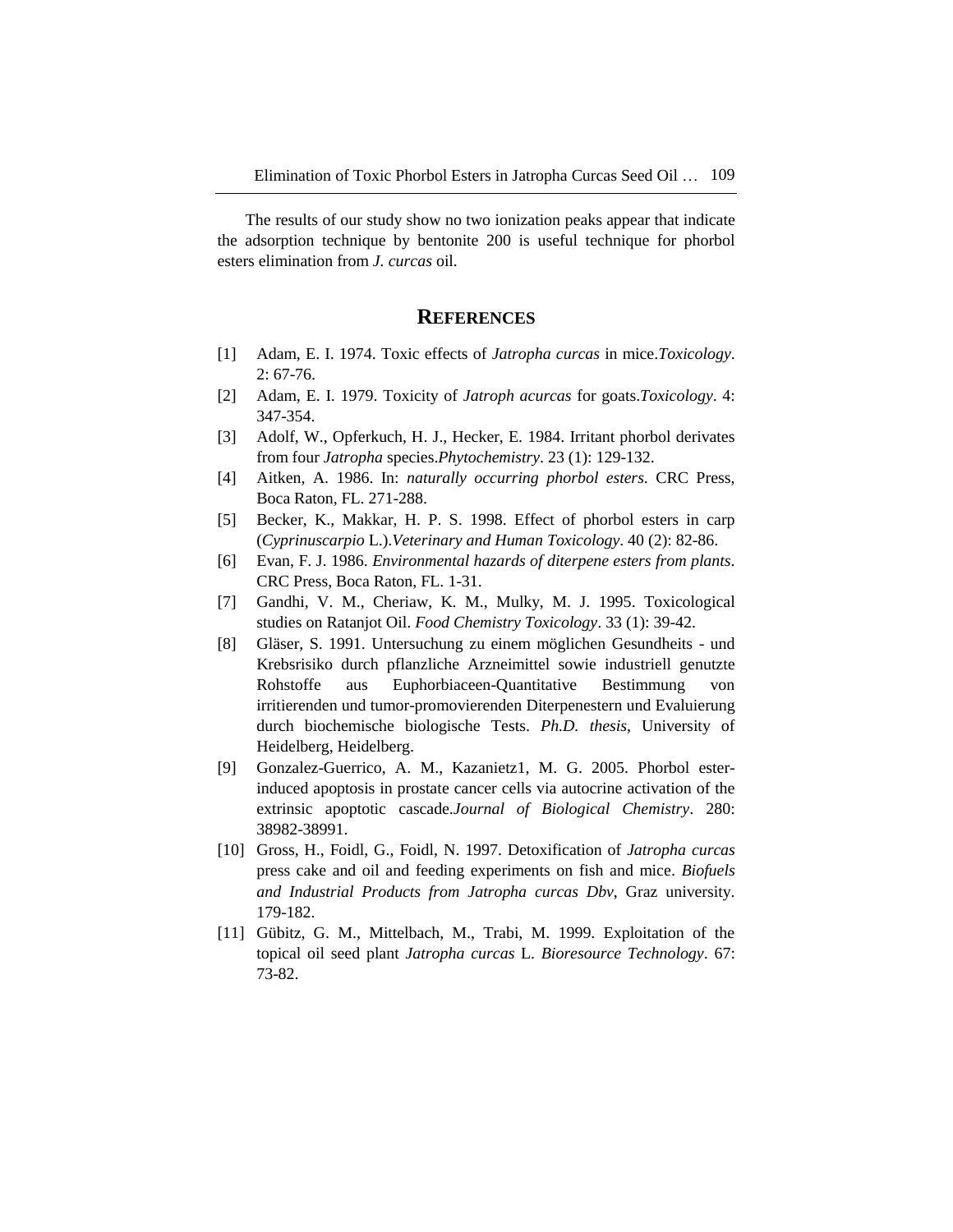The results of our study show no two ionization peaks appear that indicate the adsorption technique by bentonite 200 is useful technique for phorbol esters elimination from *J. curcas* oil.

## REFERENCES

[1] Adam, E. I. 1974. Toxic effects of *Jatropha curcas* in mice.*Toxicology*. 2: 67-76.

[2] Adam, E. I. 1979. Toxicity of *Jatroph acurcas* for goats.*Toxicology*. 4: 347-354.

[3] Adolf, W., Opferkuch, H. J., Hecker, E. 1984. Irritant phorbol derivates from four *Jatropha* species.*Phytochemistry*. 23 (1): 129-132.

[4] Aitken, A. 1986. In: *naturally occurring phorbol esters*. CRC Press, Boca Raton, FL. 271-288.

[5] Becker, K., Makkar, H. P. S. 1998. Effect of phorbol esters in carp (*Cyprinuscarpio* L.).*Veterinary and Human Toxicology*. 40 (2): 82-86.

[6] Evan, F. J. 1986. *Environmental hazards of diterpene esters from plants*. CRC Press, Boca Raton, FL. 1-31.

[7] Gandhi, V. M., Cheriaw, K. M., Mulky, M. J. 1995. Toxicological studies on Ratanjot Oil. *Food Chemistry Toxicology*. 33 (1): 39-42.

[8] Gläser, S. 1991. Untersuchung zu einem möglichen Gesundheits - und Krebsrisiko durch pflanzliche Arzneimittel sowie industriell genutzte Rohstoffe aus Euphorbiaceen-Quantitative Bestimmung von irritierenden und tumor-promovierenden Diterpenestern und Evaluierung durch biochemische biologische Tests. *Ph.D. thesis*, University of Heidelberg, Heidelberg.

[9] Gonzalez-Guerrico, A. M., Kazanietz1, M. G. 2005. Phorbol ester-induced apoptosis in prostate cancer cells via autocrine activation of the extrinsic apoptotic cascade.*Journal of Biological Chemistry*. 280: 38982-38991.

[10] Gross, H., Foidl, G., Foidl, N. 1997. Detoxification of *Jatropha curcas* press cake and oil and feeding experiments on fish and mice. *Biofuels and Industrial Products from Jatropha curcas Dbv*, Graz university. 179-182.

[11] Gübitz, G. M., Mittelbach, M., Trabi, M. 1999. Exploitation of the topical oil seed plant *Jatropha curcas* L. *Bioresource Technology*. 67: 73-82.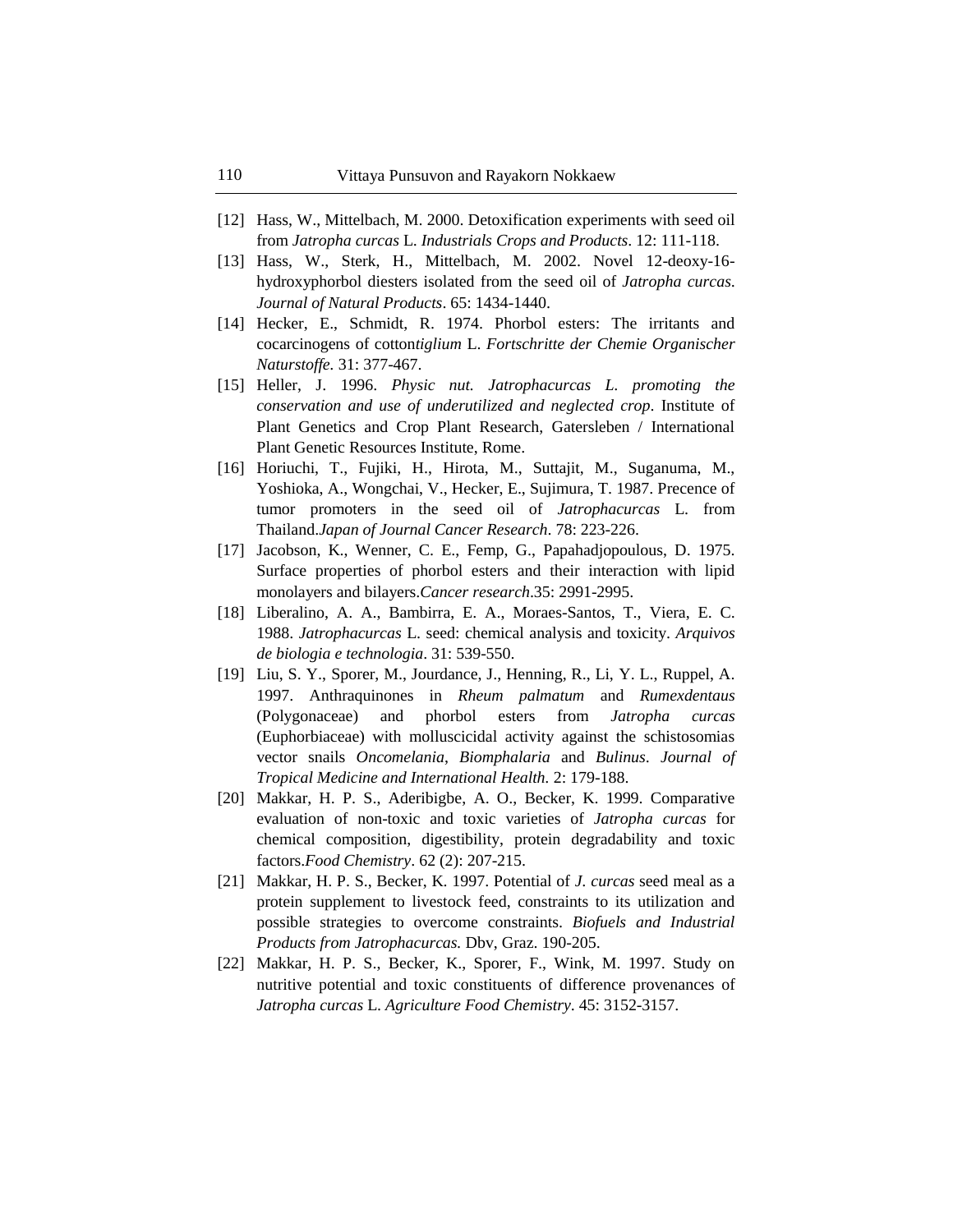[12] Hass, W., Mittelbach, M. 2000. Detoxification experiments with seed oil from *Jatropha curcas* L. *Industrials Crops and Products*. 12: 111-118.

[13] Hass, W., Sterk, H., Mittelbach, M. 2002. Novel 12-deoxy-16-hydroxyphorbol diesters isolated from the seed oil of *Jatropha curcas*. *Journal of Natural Products*. 65: 1434-1440.

[14] Hecker, E., Schmidt, R. 1974. Phorbol esters: The irritants and cocarcinogens of cotton*tiglium* L. *Fortschritte der Chemie Organischer Naturstoffe.* 31: 377-467.

[15] Heller, J. 1996. *Physic nut. Jatrophacurcas L. promoting the conservation and use of underutilized and neglected crop*. Institute of Plant Genetics and Crop Plant Research, Gatersleben / International Plant Genetic Resources Institute, Rome.

[16] Horiuchi, T., Fujiki, H., Hirota, M., Suttajit, M., Suganuma, M., Yoshioka, A., Wongchai, V., Hecker, E., Sujimura, T. 1987. Precence of tumor promoters in the seed oil of *Jatrophacurcas* L. from Thailand.*Japan of Journal Cancer Research*. 78: 223-226.

[17] Jacobson, K., Wenner, C. E., Femp, G., Papahadjopoulous, D. 1975. Surface properties of phorbol esters and their interaction with lipid monolayers and bilayers.*Cancer research*.35: 2991-2995.

[18] Liberalino, A. A., Bambirra, E. A., Moraes-Santos, T., Viera, E. C. 1988. *Jatrophacurcas* L. seed: chemical analysis and toxicity. *Arquivos de biologia e technologia*. 31: 539-550.

[19] Liu, S. Y., Sporer, M., Jourdance, J., Henning, R., Li, Y. L., Ruppel, A. 1997. Anthraquinones in *Rheum palmatum* and *Rumexdentaus* (Polygonaceae) and phorbol esters from *Jatropha curcas* (Euphorbiaceae) with molluscicidal activity against the schistosomias vector snails *Oncomelania*, *Biomphalaria* and *Bulinus*. *Journal of Tropical Medicine and International Health*. 2: 179-188.

[20] Makkar, H. P. S., Aderibigbe, A. O., Becker, K. 1999. Comparative evaluation of non-toxic and toxic varieties of *Jatropha curcas* for chemical composition, digestibility, protein degradability and toxic factors.*Food Chemistry*. 62 (2): 207-215.

[21] Makkar, H. P. S., Becker, K. 1997. Potential of *J. curcas* seed meal as a protein supplement to livestock feed, constraints to its utilization and possible strategies to overcome constraints. *Biofuels and Industrial Products from Jatrophacurcas.* Dbv, Graz. 190-205.

[22] Makkar, H. P. S., Becker, K., Sporer, F., Wink, M. 1997. Study on nutritive potential and toxic constituents of difference provenances of *Jatropha curcas* L. *Agriculture Food Chemistry*. 45: 3152-3157.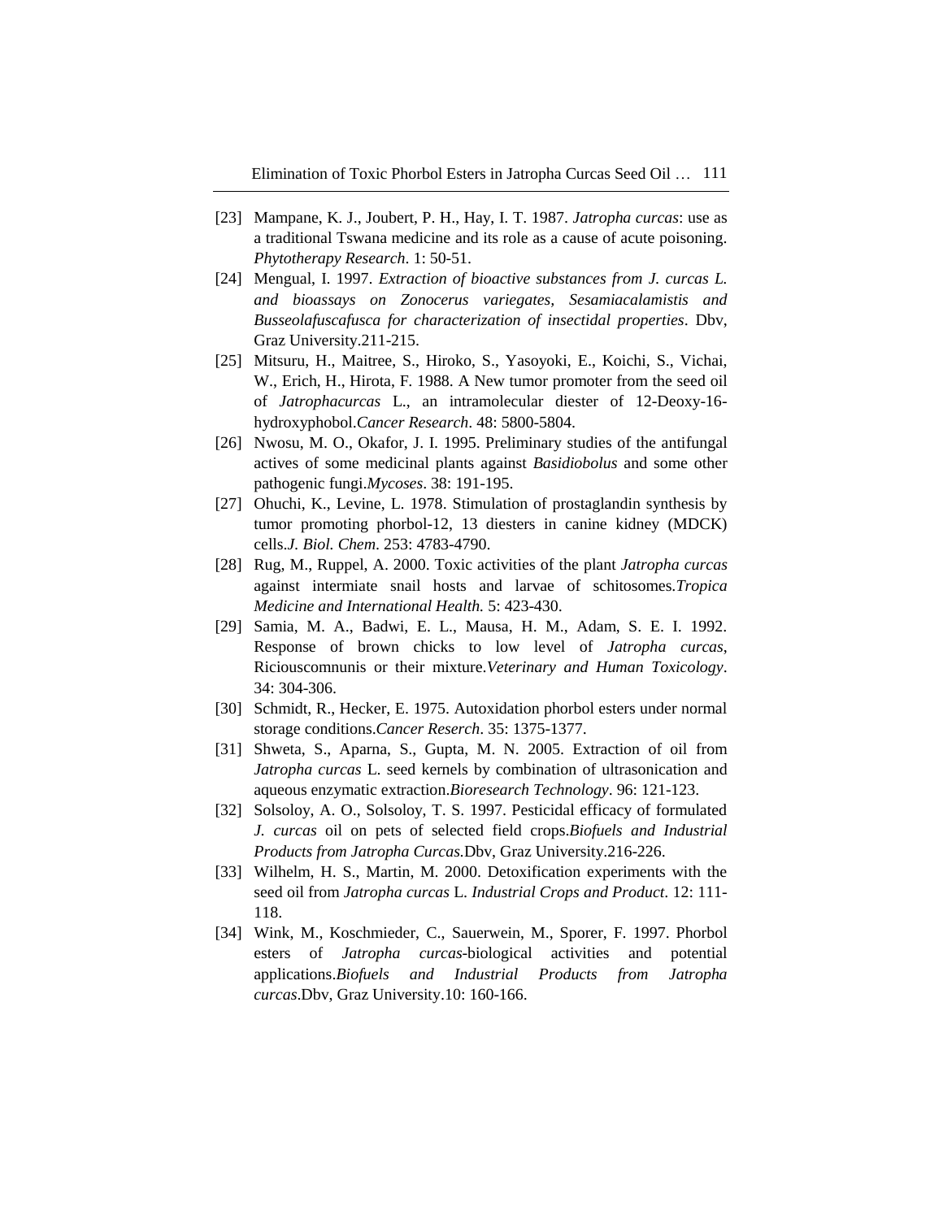[23] Mampane, K. J., Joubert, P. H., Hay, I. T. 1987. *Jatropha curcas*: use as a traditional Tswana medicine and its role as a cause of acute poisoning. *Phytotherapy Research*. 1: 50-51.

[24] Mengual, I. 1997. *Extraction of bioactive substances from J. curcas L. and bioassays on Zonocerus variegates, Sesamiacalamistis and Busseolafuscafusca for characterization of insectidal properties*. Dbv, Graz University.211-215.

[25] Mitsuru, H., Maitree, S., Hiroko, S., Yasoyoki, E., Koichi, S., Vichai, W., Erich, H., Hirota, F. 1988. A New tumor promoter from the seed oil of *Jatrophacurcas* L., an intramolecular diester of 12-Deoxy-16-hydroxyphobol.*Cancer Research*. 48: 5800-5804.

[26] Nwosu, M. O., Okafor, J. I. 1995. Preliminary studies of the antifungal actives of some medicinal plants against *Basidiobolus* and some other pathogenic fungi.*Mycoses*. 38: 191-195.

[27] Ohuchi, K., Levine, L. 1978. Stimulation of prostaglandin synthesis by tumor promoting phorbol-12, 13 diesters in canine kidney (MDCK) cells.*J. Biol. Chem*. 253: 4783-4790.

[28] Rug, M., Ruppel, A. 2000. Toxic activities of the plant *Jatropha curcas* against intermiate snail hosts and larvae of schitosomes.*Tropica Medicine and International Health.* 5: 423-430.

[29] Samia, M. A., Badwi, E. L., Mausa, H. M., Adam, S. E. I. 1992. Response of brown chicks to low level of *Jatropha curcas*, Riciouscomnunis or their mixture.*Veterinary and Human Toxicology*. 34: 304-306.

[30] Schmidt, R., Hecker, E. 1975. Autoxidation phorbol esters under normal storage conditions.*Cancer Reserch*. 35: 1375-1377.

[31] Shweta, S., Aparna, S., Gupta, M. N. 2005. Extraction of oil from *Jatropha curcas* L. seed kernels by combination of ultrasonication and aqueous enzymatic extraction.*Bioresearch Technology*. 96: 121-123.

[32] Solsoloy, A. O., Solsoloy, T. S. 1997. Pesticidal efficacy of formulated *J. curcas* oil on pets of selected field crops.*Biofuels and Industrial Products from Jatropha Curcas.*Dbv, Graz University.216-226.

[33] Wilhelm, H. S., Martin, M. 2000. Detoxification experiments with the seed oil from *Jatropha curcas* L. *Industrial Crops and Product*. 12: 111-118.

[34] Wink, M., Koschmieder, C., Sauerwein, M., Sporer, F. 1997. Phorbol esters of *Jatropha curcas*-biological activities and potential applications.*Biofuels and Industrial Products from Jatropha curcas*.Dbv, Graz University.10: 160-166.